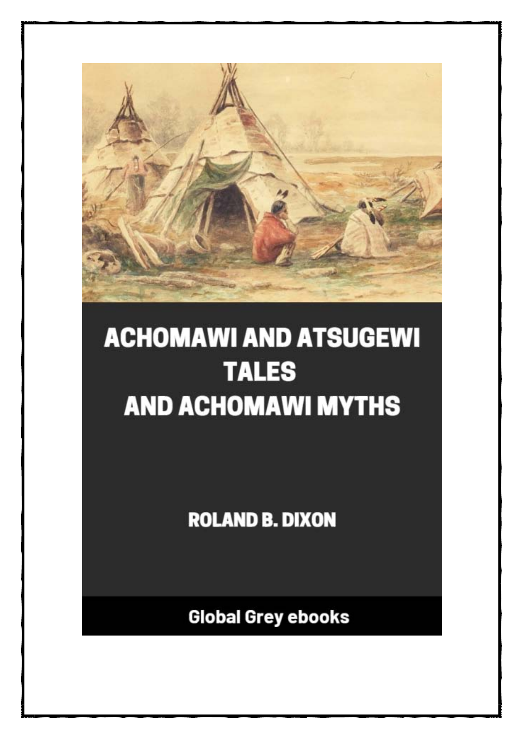# ACHOMAWI AND ATSUGEWI TALES AND ACHOMAWI MYTHS

ROLAND B. DIXON

Global Grey ebooks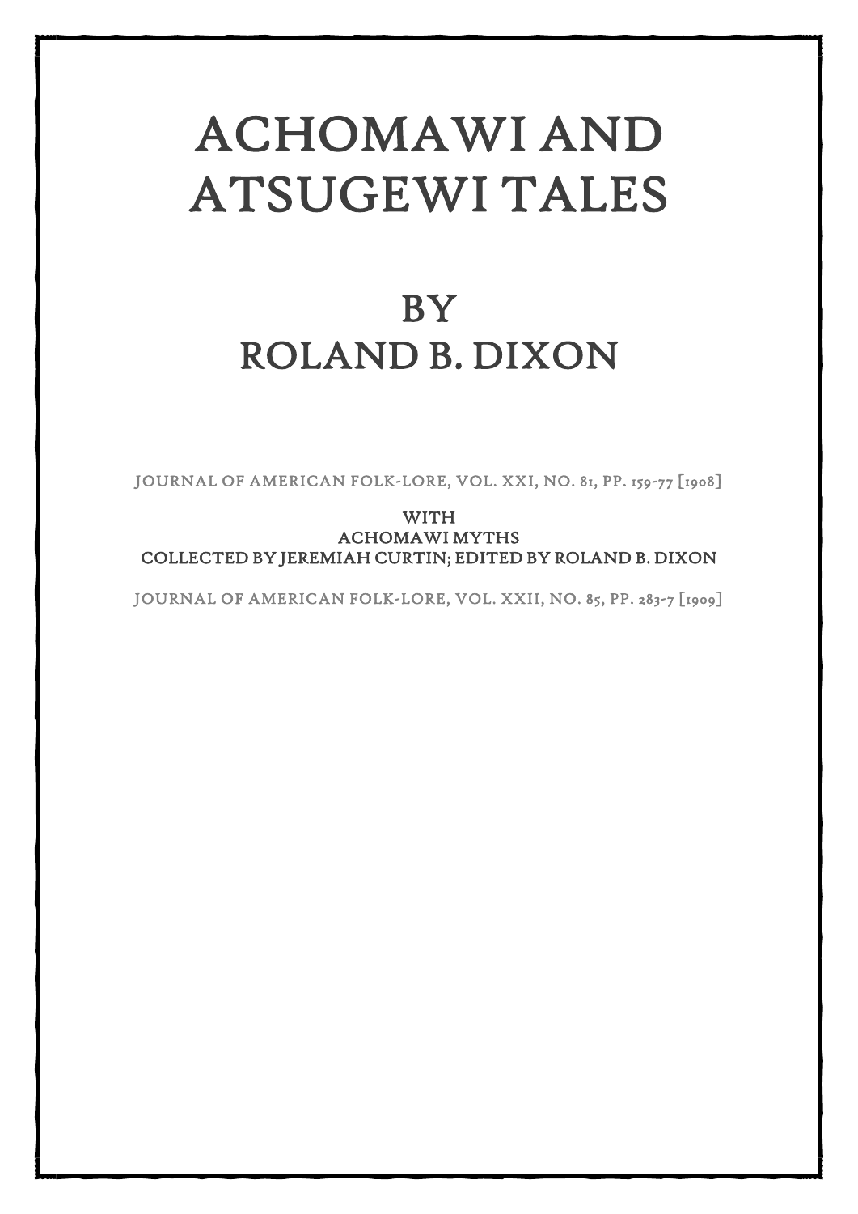# ACHOMAWI AND ATSUGEWI TALES

## BY ROLAND B. DIXON

JOURNAL OF AMERICAN FOLK-LORE, VOL. XXI, NO. 81, PP. 159-77 [1908]

WITH
ACHOMAWI MYTHS
COLLECTED BY JEREMIAH CURTIN; EDITED BY ROLAND B. DIXON

JOURNAL OF AMERICAN FOLK-LORE, VOL. XXII, NO. 85, PP. 283-7 [1909]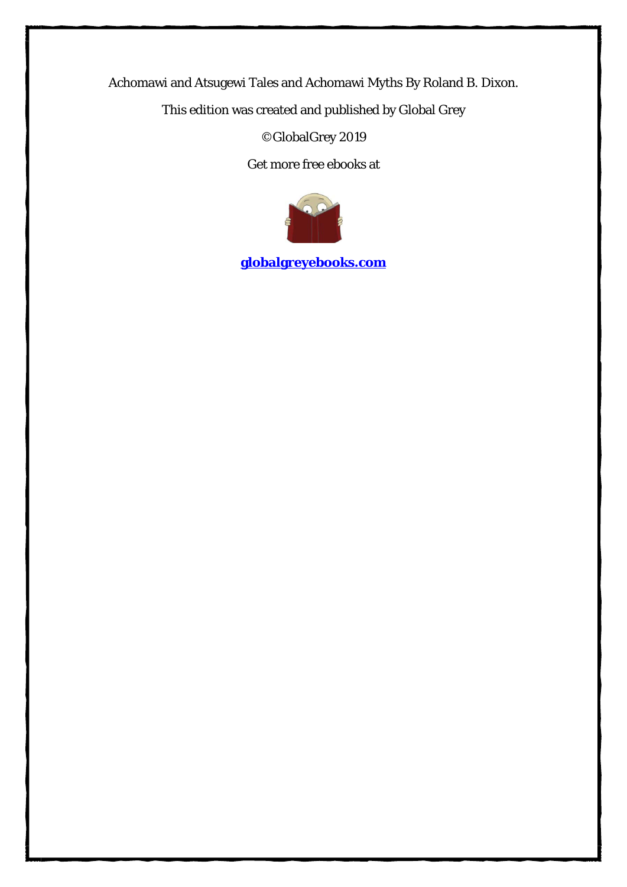Achomawi and Atsugewi Tales and Achomawi Myths By Roland B. Dixon.

This edition was created and published by Global Grey

©GlobalGrey 2019

Get more free ebooks at

**[globalgreyebooks.com](https://www.globalgreyebooks.com)**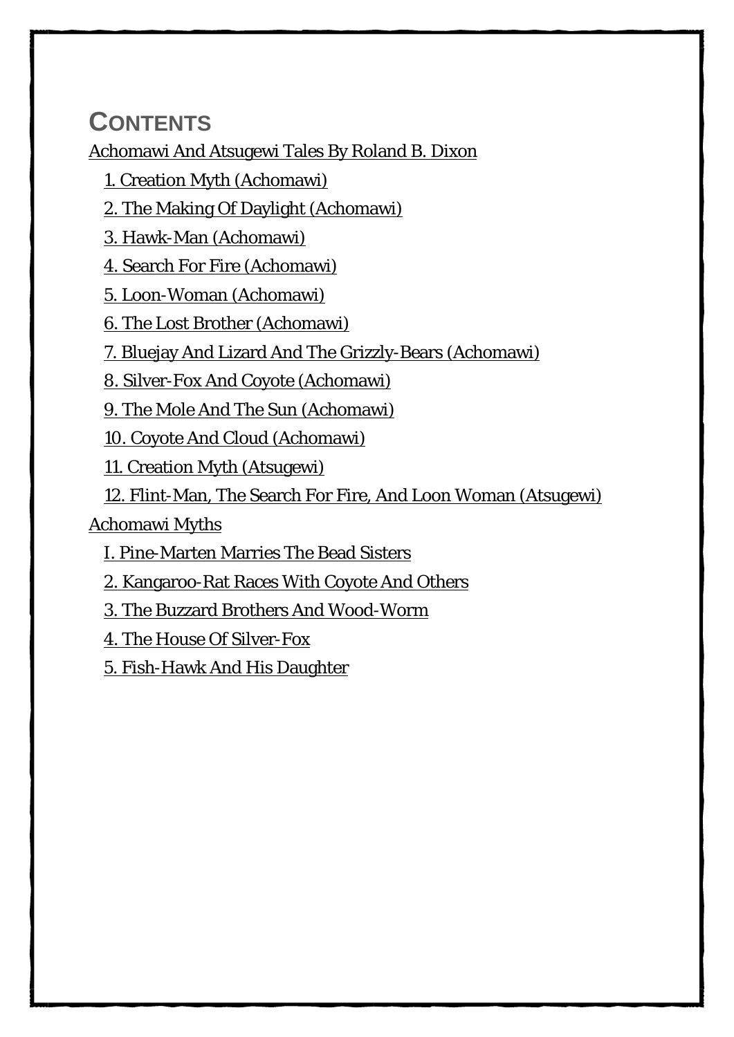## CONTENTS

Achomawi And Atsugewi Tales By Roland B. Dixon

- 1. Creation Myth (Achomawi)
- 2. The Making Of Daylight (Achomawi)
- 3. Hawk-Man (Achomawi)
- 4. Search For Fire (Achomawi)
- 5. Loon-Woman (Achomawi)
- 6. The Lost Brother (Achomawi)
- 7. Bluejay And Lizard And The Grizzly-Bears (Achomawi)
- 8. Silver-Fox And Coyote (Achomawi)
- 9. The Mole And The Sun (Achomawi)
- 10. Coyote And Cloud (Achomawi)
- 11. Creation Myth (Atsugewi)
- 12. Flint-Man, The Search For Fire, And Loon Woman (Atsugewi)

Achomawi Myths

- I. Pine-Marten Marries The Bead Sisters
- 2. Kangaroo-Rat Races With Coyote And Others
- 3. The Buzzard Brothers And Wood-Worm
- 4. The House Of Silver-Fox
- 5. Fish-Hawk And His Daughter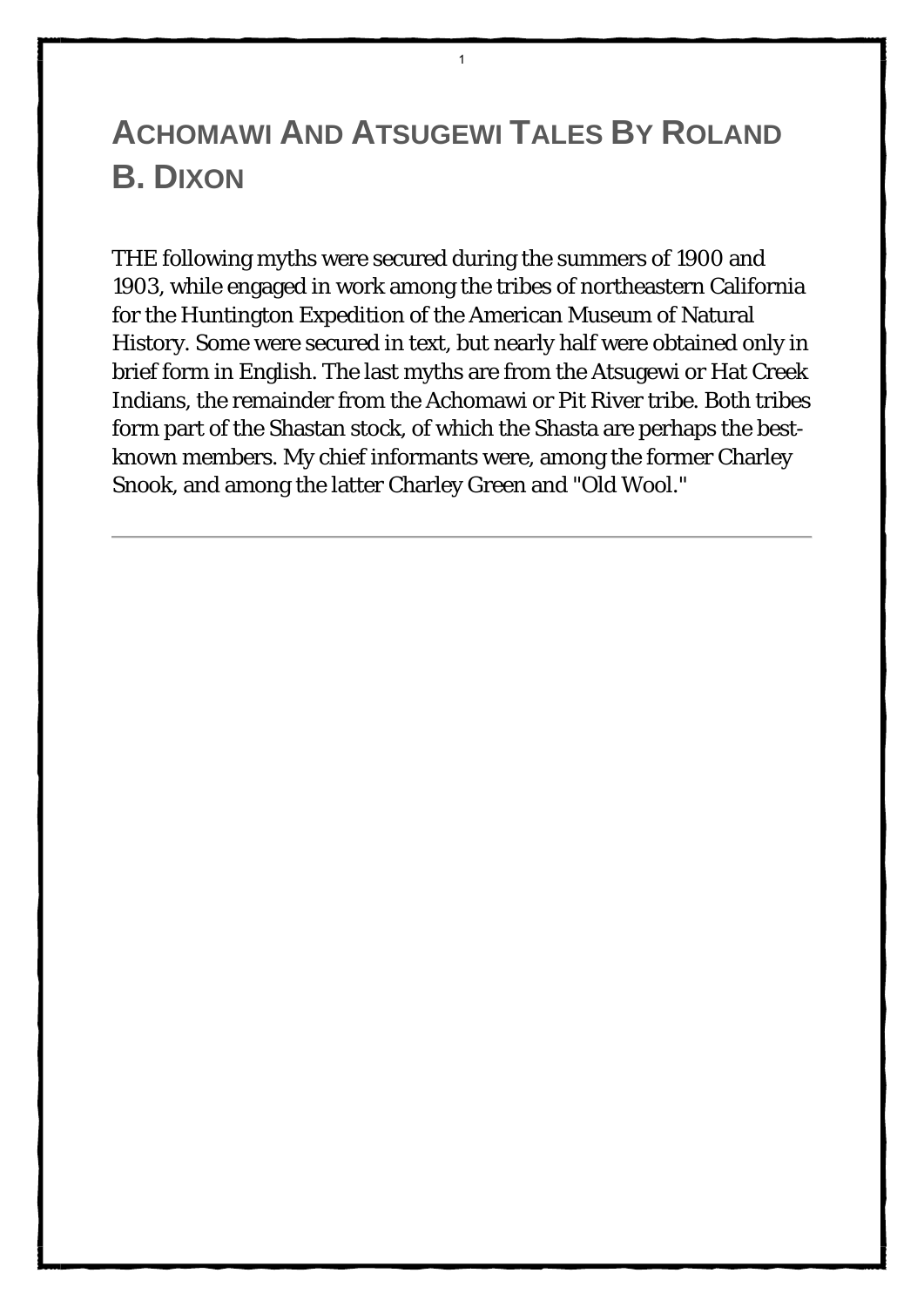# Achomawi And Atsugewi Tales By Roland B. Dixon

THE following myths were secured during the summers of 1900 and 1903, while engaged in work among the tribes of northeastern California for the Huntington Expedition of the American Museum of Natural History. Some were secured in text, but nearly half were obtained only in brief form in English. The last myths are from the Atsugewi or Hat Creek Indians, the remainder from the Achomawi or Pit River tribe. Both tribes form part of the Shastan stock, of which the Shasta are perhaps the best-known members. My chief informants were, among the former Charley Snook, and among the latter Charley Green and "Old Wool."

---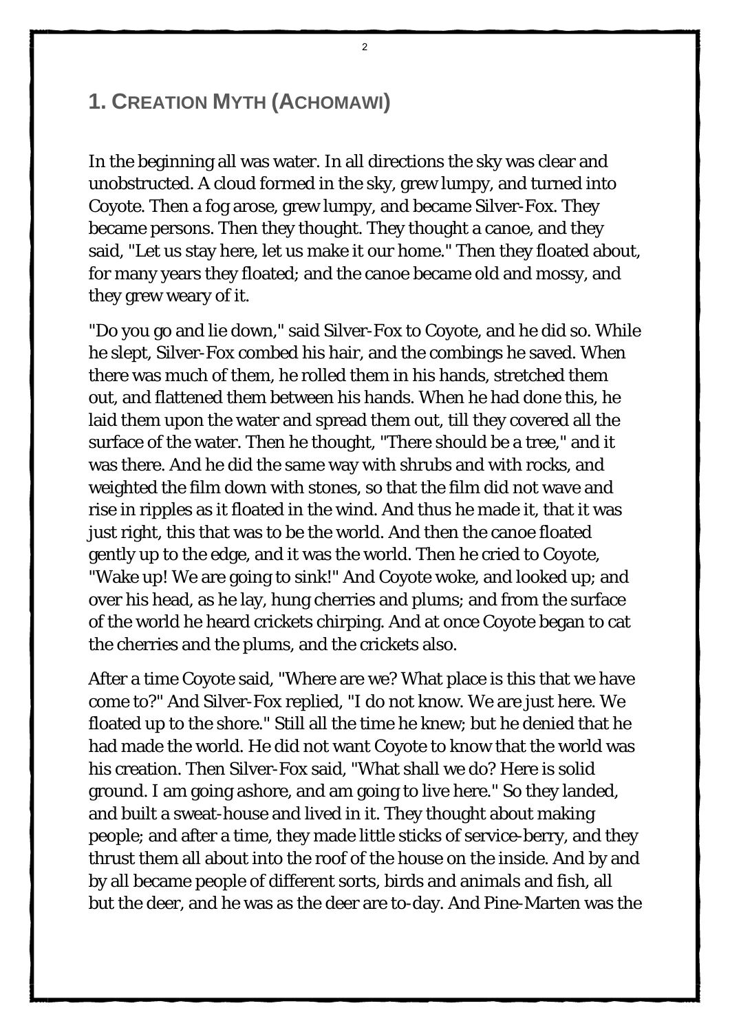## 1. Creation Myth (Achomawi)

In the beginning all was water. In all directions the sky was clear and unobstructed. A cloud formed in the sky, grew lumpy, and turned into Coyote. Then a fog arose, grew lumpy, and became Silver-Fox. They became persons. Then they thought. They thought a canoe, and they said, "Let us stay here, let us make it our home." Then they floated about, for many years they floated; and the canoe became old and mossy, and they grew weary of it.

"Do you go and lie down," said Silver-Fox to Coyote, and he did so. While he slept, Silver-Fox combed his hair, and the combings he saved. When there was much of them, he rolled them in his hands, stretched them out, and flattened them between his hands. When he had done this, he laid them upon the water and spread them out, till they covered all the surface of the water. Then he thought, "There should be a tree," and it was there. And he did the same way with shrubs and with rocks, and weighted the film down with stones, so that the film did not wave and rise in ripples as it floated in the wind. And thus he made it, that it was just right, this that was to be the world. And then the canoe floated gently up to the edge, and it was the world. Then he cried to Coyote, "Wake up! We are going to sink!" And Coyote woke, and looked up; and over his head, as he lay, hung cherries and plums; and from the surface of the world he heard crickets chirping. And at once Coyote began to cat the cherries and the plums, and the crickets also.

After a time Coyote said, "Where are we? What place is this that we have come to?" And Silver-Fox replied, "I do not know. We are just here. We floated up to the shore." Still all the time he knew; but he denied that he had made the world. He did not want Coyote to know that the world was his creation. Then Silver-Fox said, "What shall we do? Here is solid ground. I am going ashore, and am going to live here." So they landed, and built a sweat-house and lived in it. They thought about making people; and after a time, they made little sticks of service-berry, and they thrust them all about into the roof of the house on the inside. And by and by all became people of different sorts, birds and animals and fish, all but the deer, and he was as the deer are to-day. And Pine-Marten was the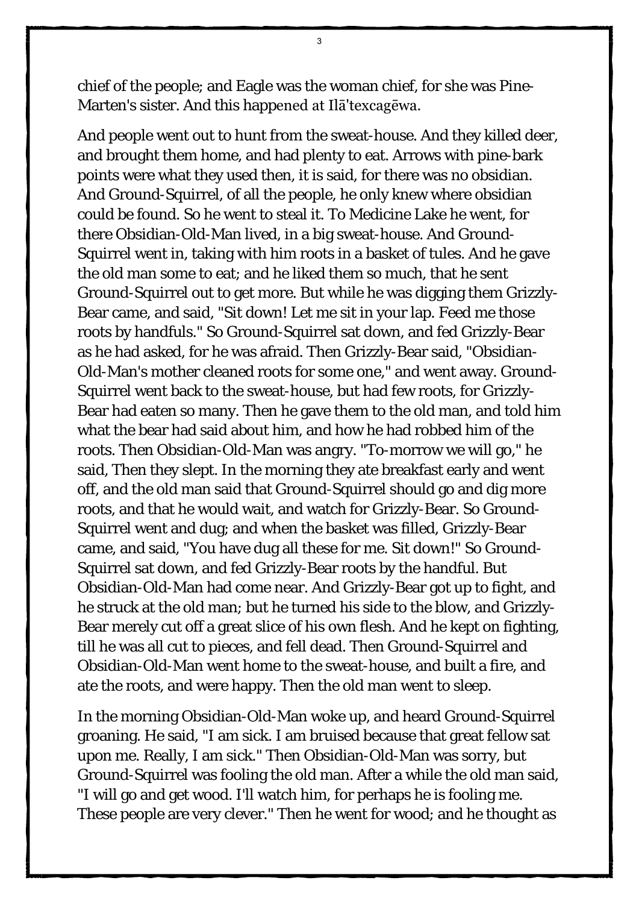chief of the people; and Eagle was the woman chief, for she was Pine-Marten's sister. And this happened at Ilā'texcagēwa.

And people went out to hunt from the sweat-house. And they killed deer, and brought them home, and had plenty to eat. Arrows with pine-bark points were what they used then, it is said, for there was no obsidian. And Ground-Squirrel, of all the people, he only knew where obsidian could be found. So he went to steal it. To Medicine Lake he went, for there Obsidian-Old-Man lived, in a big sweat-house. And Ground-Squirrel went in, taking with him roots in a basket of tules. And he gave the old man some to eat; and he liked them so much, that he sent Ground-Squirrel out to get more. But while he was digging them Grizzly-Bear came, and said, "Sit down! Let me sit in your lap. Feed me those roots by handfuls." So Ground-Squirrel sat down, and fed Grizzly-Bear as he had asked, for he was afraid. Then Grizzly-Bear said, "Obsidian-Old-Man's mother cleaned roots for some one," and went away. Ground-Squirrel went back to the sweat-house, but had few roots, for Grizzly-Bear had eaten so many. Then he gave them to the old man, and told him what the bear had said about him, and how he had robbed him of the roots. Then Obsidian-Old-Man was angry. "To-morrow we will go," he said, Then they slept. In the morning they ate breakfast early and went off, and the old man said that Ground-Squirrel should go and dig more roots, and that he would wait, and watch for Grizzly-Bear. So Ground-Squirrel went and dug; and when the basket was filled, Grizzly-Bear came, and said, "You have dug all these for me. Sit down!" So Ground-Squirrel sat down, and fed Grizzly-Bear roots by the handful. But Obsidian-Old-Man had come near. And Grizzly-Bear got up to fight, and he struck at the old man; but he turned his side to the blow, and Grizzly-Bear merely cut off a great slice of his own flesh. And he kept on fighting, till he was all cut to pieces, and fell dead. Then Ground-Squirrel and Obsidian-Old-Man went home to the sweat-house, and built a fire, and ate the roots, and were happy. Then the old man went to sleep.

In the morning Obsidian-Old-Man woke up, and heard Ground-Squirrel groaning. He said, "I am sick. I am bruised because that great fellow sat upon me. Really, I am sick." Then Obsidian-Old-Man was sorry, but Ground-Squirrel was fooling the old man. After a while the old man said, "I will go and get wood. I'll watch him, for perhaps he is fooling me. These people are very clever." Then he went for wood; and he thought as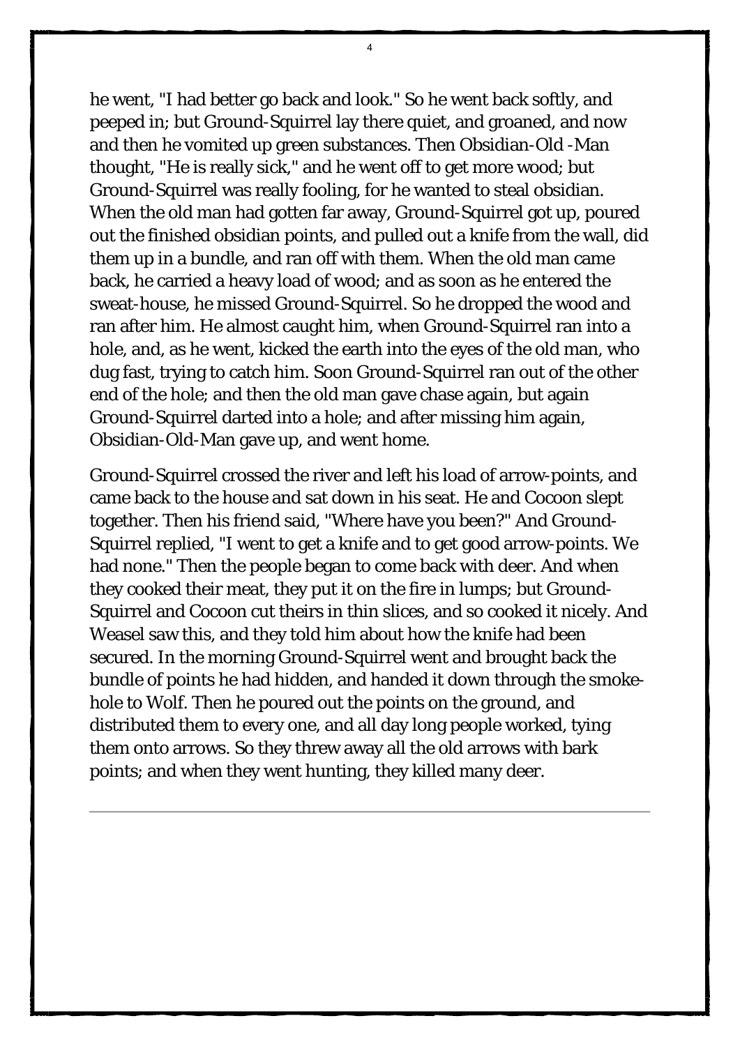he went, "I had better go back and look." So he went back softly, and peeped in; but Ground-Squirrel lay there quiet, and groaned, and now and then he vomited up green substances. Then Obsidian-Old -Man thought, "He is really sick," and he went off to get more wood; but Ground-Squirrel was really fooling, for he wanted to steal obsidian. When the old man had gotten far away, Ground-Squirrel got up, poured out the finished obsidian points, and pulled out a knife from the wall, did them up in a bundle, and ran off with them. When the old man came back, he carried a heavy load of wood; and as soon as he entered the sweat-house, he missed Ground-Squirrel. So he dropped the wood and ran after him. He almost caught him, when Ground-Squirrel ran into a hole, and, as he went, kicked the earth into the eyes of the old man, who dug fast, trying to catch him. Soon Ground-Squirrel ran out of the other end of the hole; and then the old man gave chase again, but again Ground-Squirrel darted into a hole; and after missing him again, Obsidian-Old-Man gave up, and went home.

Ground-Squirrel crossed the river and left his load of arrow-points, and came back to the house and sat down in his seat. He and Cocoon slept together. Then his friend said, "Where have you been?" And Ground-Squirrel replied, "I went to get a knife and to get good arrow-points. We had none." Then the people began to come back with deer. And when they cooked their meat, they put it on the fire in lumps; but Ground-Squirrel and Cocoon cut theirs in thin slices, and so cooked it nicely. And Weasel saw this, and they told him about how the knife had been secured. In the morning Ground-Squirrel went and brought back the bundle of points he had hidden, and handed it down through the smoke-hole to Wolf. Then he poured out the points on the ground, and distributed them to every one, and all day long people worked, tying them onto arrows. So they threw away all the old arrows with bark points; and when they went hunting, they killed many deer.

---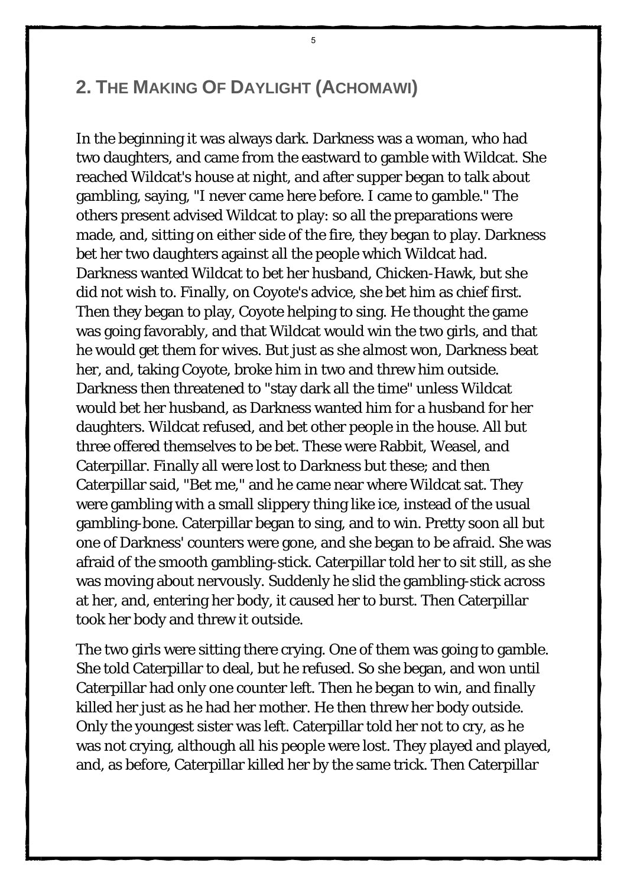## 2. THE MAKING OF DAYLIGHT (ACHOMAWI)

In the beginning it was always dark. Darkness was a woman, who had two daughters, and came from the eastward to gamble with Wildcat. She reached Wildcat's house at night, and after supper began to talk about gambling, saying, "I never came here before. I came to gamble." The others present advised Wildcat to play: so all the preparations were made, and, sitting on either side of the fire, they began to play. Darkness bet her two daughters against all the people which Wildcat had. Darkness wanted Wildcat to bet her husband, Chicken-Hawk, but she did not wish to. Finally, on Coyote's advice, she bet him as chief first. Then they began to play, Coyote helping to sing. He thought the game was going favorably, and that Wildcat would win the two girls, and that he would get them for wives. But just as she almost won, Darkness beat her, and, taking Coyote, broke him in two and threw him outside. Darkness then threatened to "stay dark all the time" unless Wildcat would bet her husband, as Darkness wanted him for a husband for her daughters. Wildcat refused, and bet other people in the house. All but three offered themselves to be bet. These were Rabbit, Weasel, and Caterpillar. Finally all were lost to Darkness but these; and then Caterpillar said, "Bet me," and he came near where Wildcat sat. They were gambling with a small slippery thing like ice, instead of the usual gambling-bone. Caterpillar began to sing, and to win. Pretty soon all but one of Darkness' counters were gone, and she began to be afraid. She was afraid of the smooth gambling-stick. Caterpillar told her to sit still, as she was moving about nervously. Suddenly he slid the gambling-stick across at her, and, entering her body, it caused her to burst. Then Caterpillar took her body and threw it outside.

The two girls were sitting there crying. One of them was going to gamble. She told Caterpillar to deal, but he refused. So she began, and won until Caterpillar had only one counter left. Then he began to win, and finally killed her just as he had her mother. He then threw her body outside. Only the youngest sister was left. Caterpillar told her not to cry, as he was not crying, although all his people were lost. They played and played, and, as before, Caterpillar killed her by the same trick. Then Caterpillar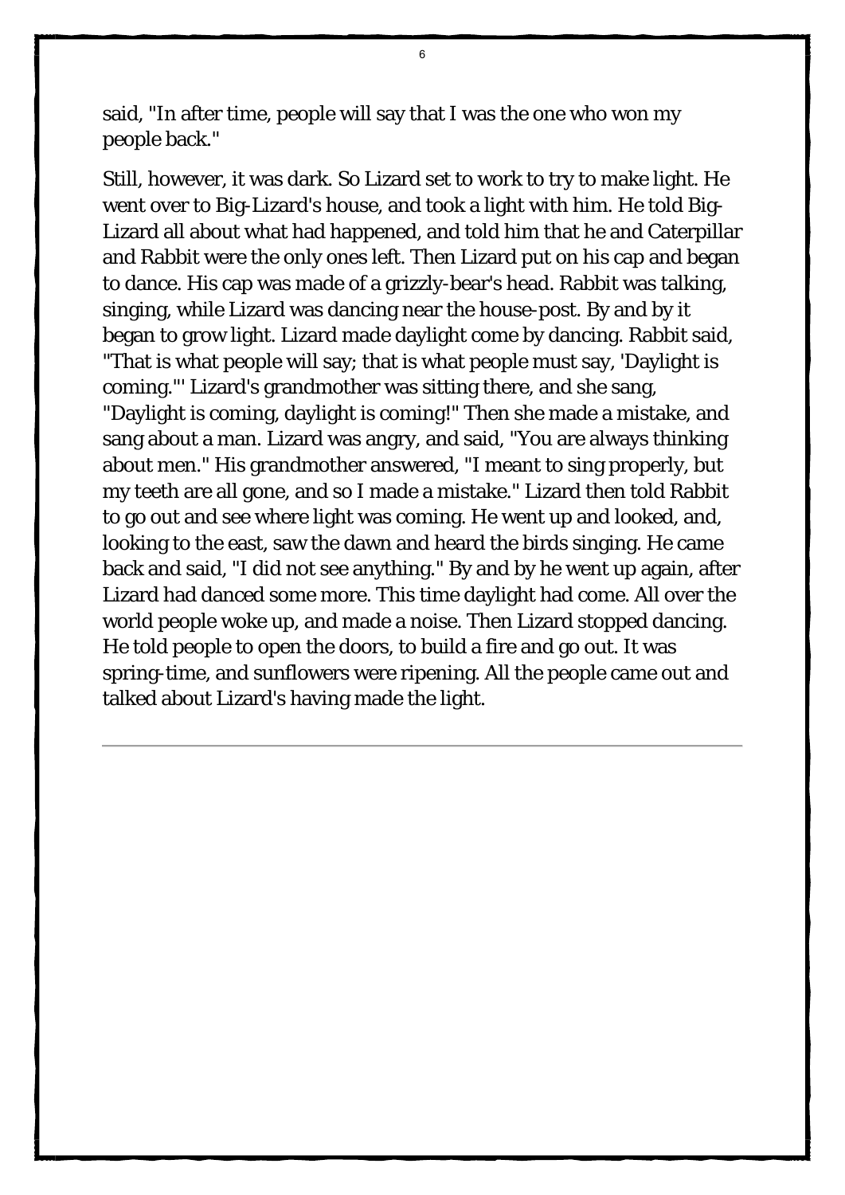said, "In after time, people will say that I was the one who won my people back."

Still, however, it was dark. So Lizard set to work to try to make light. He went over to Big-Lizard's house, and took a light with him. He told Big-Lizard all about what had happened, and told him that he and Caterpillar and Rabbit were the only ones left. Then Lizard put on his cap and began to dance. His cap was made of a grizzly-bear's head. Rabbit was talking, singing, while Lizard was dancing near the house-post. By and by it began to grow light. Lizard made daylight come by dancing. Rabbit said, "That is what people will say; that is what people must say, 'Daylight is coming."' Lizard's grandmother was sitting there, and she sang, "Daylight is coming, daylight is coming!" Then she made a mistake, and sang about a man. Lizard was angry, and said, "You are always thinking about men." His grandmother answered, "I meant to sing properly, but my teeth are all gone, and so I made a mistake." Lizard then told Rabbit to go out and see where light was coming. He went up and looked, and, looking to the east, saw the dawn and heard the birds singing. He came back and said, "I did not see anything." By and by he went up again, after Lizard had danced some more. This time daylight had come. All over the world people woke up, and made a noise. Then Lizard stopped dancing. He told people to open the doors, to build a fire and go out. It was spring-time, and sunflowers were ripening. All the people came out and talked about Lizard's having made the light.

---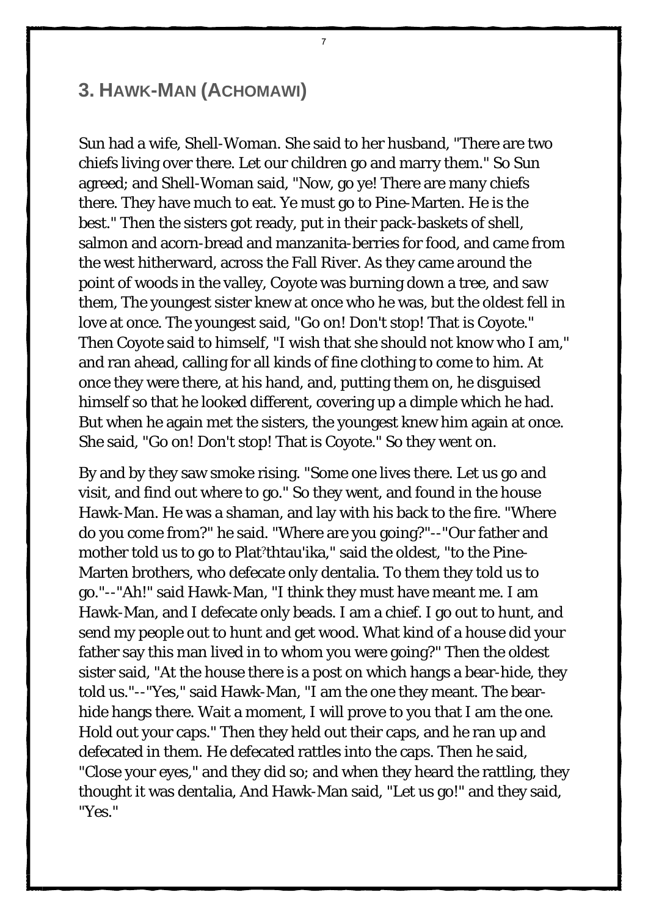## 3. HAWK-MAN (ACHOMAWI)

Sun had a wife, Shell-Woman. She said to her husband, "There are two chiefs living over there. Let our children go and marry them." So Sun agreed; and Shell-Woman said, "Now, go ye! There are many chiefs there. They have much to eat. Ye must go to Pine-Marten. He is the best." Then the sisters got ready, put in their pack-baskets of shell, salmon and acorn-bread and manzanita-berries for food, and came from the west hitherward, across the Fall River. As they came around the point of woods in the valley, Coyote was burning down a tree, and saw them, The youngest sister knew at once who he was, but the oldest fell in love at once. The youngest said, "Go on! Don't stop! That is Coyote." Then Coyote said to himself, "I wish that she should not know who I am," and ran ahead, calling for all kinds of fine clothing to come to him. At once they were there, at his hand, and, putting them on, he disguised himself so that he looked different, covering up a dimple which he had. But when he again met the sisters, the youngest knew him again at once. She said, "Go on! Don't stop! That is Coyote." So they went on.

By and by they saw smoke rising. "Some one lives there. Let us go and visit, and find out where to go." So they went, and found in the house Hawk-Man. He was a shaman, and lay with his back to the fire. "Where do you come from?" he said. "Where are you going?"--"Our father and mother told us to go to Plat'thtau'ika," said the oldest, "to the Pine-Marten brothers, who defecate only dentalia. To them they told us to go."--"Ah!" said Hawk-Man, "I think they must have meant me. I am Hawk-Man, and I defecate only beads. I am a chief. I go out to hunt, and send my people out to hunt and get wood. What kind of a house did your father say this man lived in to whom you were going?" Then the oldest sister said, "At the house there is a post on which hangs a bear-hide, they told us."--"Yes," said Hawk-Man, "I am the one they meant. The bear-hide hangs there. Wait a moment, I will prove to you that I am the one. Hold out your caps." Then they held out their caps, and he ran up and defecated in them. He defecated rattles into the caps. Then he said, "Close your eyes," and they did so; and when they heard the rattling, they thought it was dentalia, And Hawk-Man said, "Let us go!" and they said, "Yes."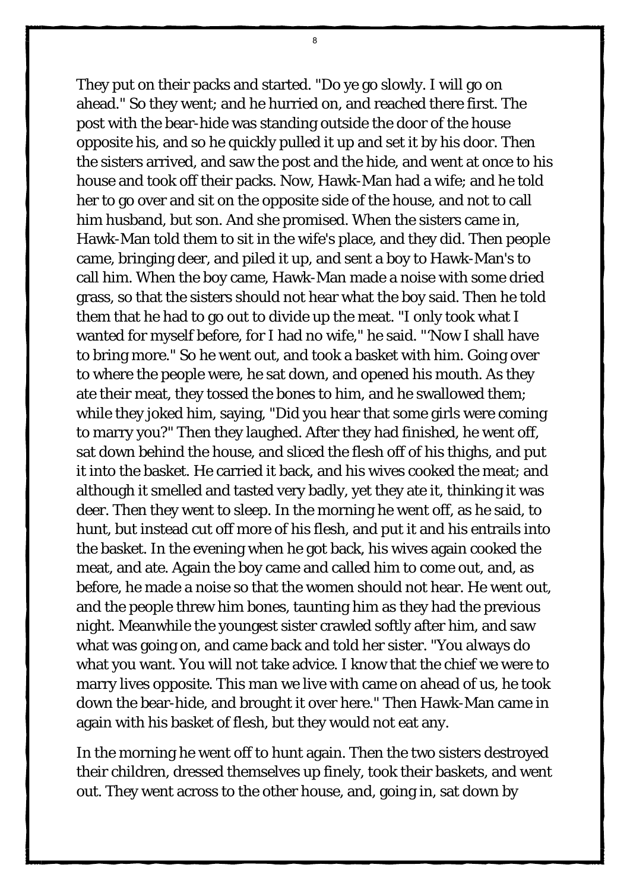They put on their packs and started. "Do ye go slowly. I will go on ahead." So they went; and he hurried on, and reached there first. The post with the bear-hide was standing outside the door of the house opposite his, and so he quickly pulled it up and set it by his door. Then the sisters arrived, and saw the post and the hide, and went at once to his house and took off their packs. Now, Hawk-Man had a wife; and he told her to go over and sit on the opposite side of the house, and not to call him husband, but son. And she promised. When the sisters came in, Hawk-Man told them to sit in the wife's place, and they did. Then people came, bringing deer, and piled it up, and sent a boy to Hawk-Man's to call him. When the boy came, Hawk-Man made a noise with some dried grass, so that the sisters should not hear what the boy said. Then he told them that he had to go out to divide up the meat. "I only took what I wanted for myself before, for I had no wife," he said. "Now I shall have to bring more." So he went out, and took a basket with him. Going over to where the people were, he sat down, and opened his mouth. As they ate their meat, they tossed the bones to him, and he swallowed them; while they joked him, saying, "Did you hear that some girls were coming to marry you?" Then they laughed. After they had finished, he went off, sat down behind the house, and sliced the flesh off of his thighs, and put it into the basket. He carried it back, and his wives cooked the meat; and although it smelled and tasted very badly, yet they ate it, thinking it was deer. Then they went to sleep. In the morning he went off, as he said, to hunt, but instead cut off more of his flesh, and put it and his entrails into the basket. In the evening when he got back, his wives again cooked the meat, and ate. Again the boy came and called him to come out, and, as before, he made a noise so that the women should not hear. He went out, and the people threw him bones, taunting him as they had the previous night. Meanwhile the youngest sister crawled softly after him, and saw what was going on, and came back and told her sister. "You always do what you want. You will not take advice. I know that the chief we were to marry lives opposite. This man we live with came on ahead of us, he took down the bear-hide, and brought it over here." Then Hawk-Man came in again with his basket of flesh, but they would not eat any.

In the morning he went off to hunt again. Then the two sisters destroyed their children, dressed themselves up finely, took their baskets, and went out. They went across to the other house, and, going in, sat down by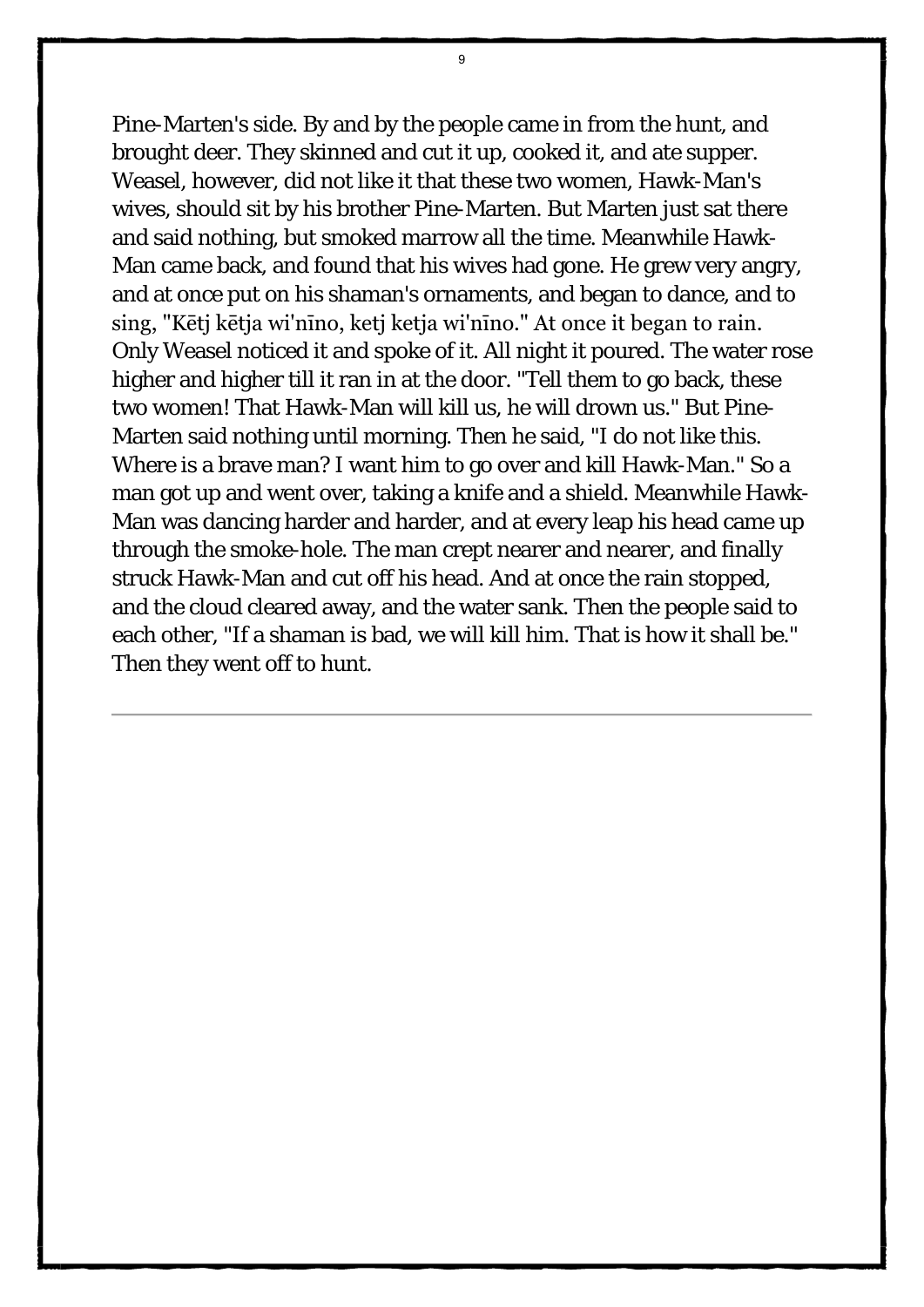Pine-Marten's side. By and by the people came in from the hunt, and brought deer. They skinned and cut it up, cooked it, and ate supper. Weasel, however, did not like it that these two women, Hawk-Man's wives, should sit by his brother Pine-Marten. But Marten just sat there and said nothing, but smoked marrow all the time. Meanwhile Hawk-Man came back, and found that his wives had gone. He grew very angry, and at once put on his shaman's ornaments, and began to dance, and to sing, "Kētj kētja wi'nīno, ketj ketja wi'nīno." At once it began to rain. Only Weasel noticed it and spoke of it. All night it poured. The water rose higher and higher till it ran in at the door. "Tell them to go back, these two women! That Hawk-Man will kill us, he will drown us." But Pine-Marten said nothing until morning. Then he said, "I do not like this. Where is a brave man? I want him to go over and kill Hawk-Man." So a man got up and went over, taking a knife and a shield. Meanwhile Hawk-Man was dancing harder and harder, and at every leap his head came up through the smoke-hole. The man crept nearer and nearer, and finally struck Hawk-Man and cut off his head. And at once the rain stopped, and the cloud cleared away, and the water sank. Then the people said to each other, "If a shaman is bad, we will kill him. That is how it shall be." Then they went off to hunt.

---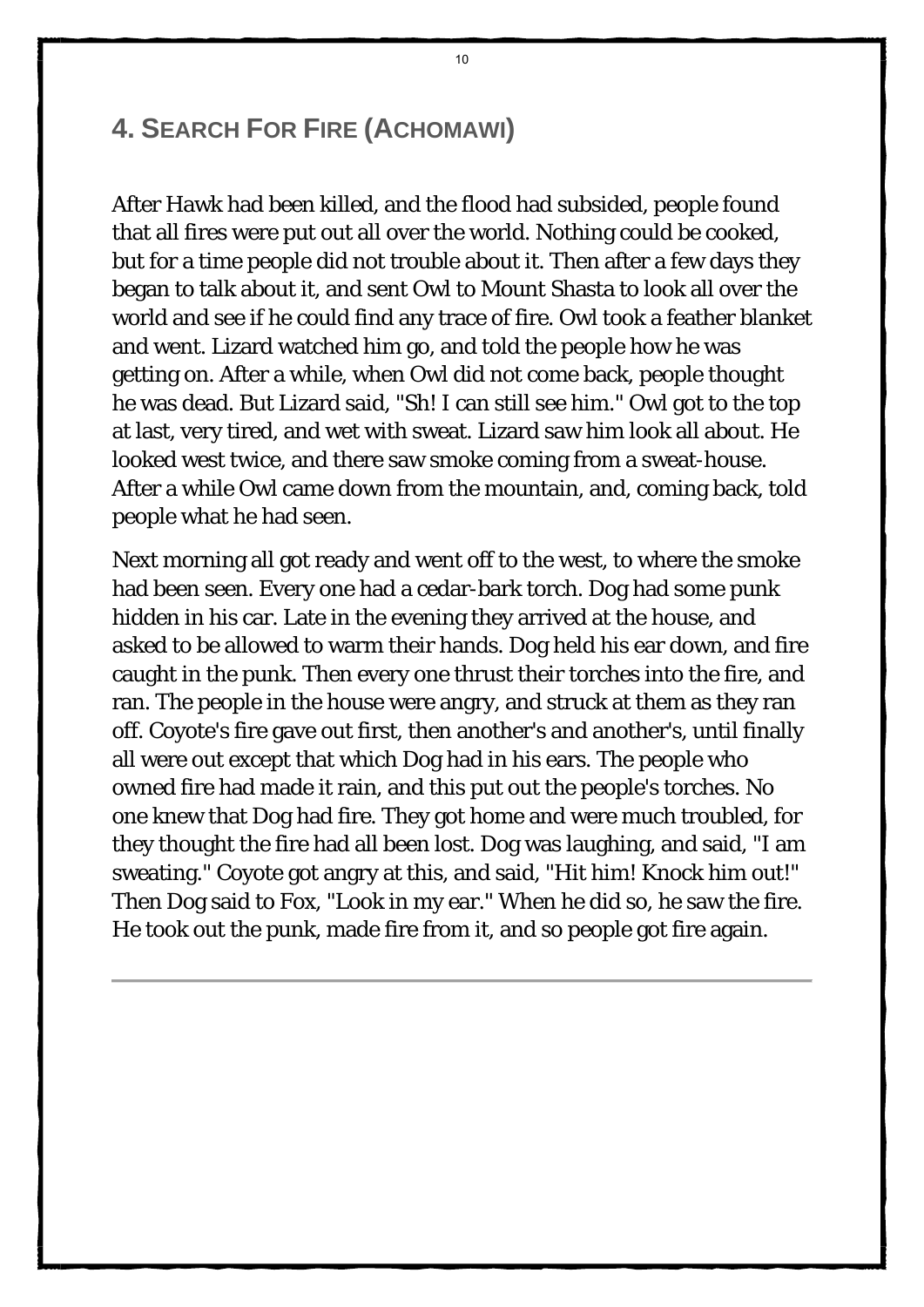## 4. Search For Fire (Achomawi)

After Hawk had been killed, and the flood had subsided, people found that all fires were put out all over the world. Nothing could be cooked, but for a time people did not trouble about it. Then after a few days they began to talk about it, and sent Owl to Mount Shasta to look all over the world and see if he could find any trace of fire. Owl took a feather blanket and went. Lizard watched him go, and told the people how he was getting on. After a while, when Owl did not come back, people thought he was dead. But Lizard said, "Sh! I can still see him." Owl got to the top at last, very tired, and wet with sweat. Lizard saw him look all about. He looked west twice, and there saw smoke coming from a sweat-house. After a while Owl came down from the mountain, and, coming back, told people what he had seen.

Next morning all got ready and went off to the west, to where the smoke had been seen. Every one had a cedar-bark torch. Dog had some punk hidden in his ear. Late in the evening they arrived at the house, and asked to be allowed to warm their hands. Dog held his ear down, and fire caught in the punk. Then every one thrust their torches into the fire, and ran. The people in the house were angry, and struck at them as they ran off. Coyote's fire gave out first, then another's and another's, until finally all were out except that which Dog had in his ears. The people who owned fire had made it rain, and this put out the people's torches. No one knew that Dog had fire. They got home and were much troubled, for they thought the fire had all been lost. Dog was laughing, and said, "I am sweating." Coyote got angry at this, and said, "Hit him! Knock him out!" Then Dog said to Fox, "Look in my ear." When he did so, he saw the fire. He took out the punk, made fire from it, and so people got fire again.

---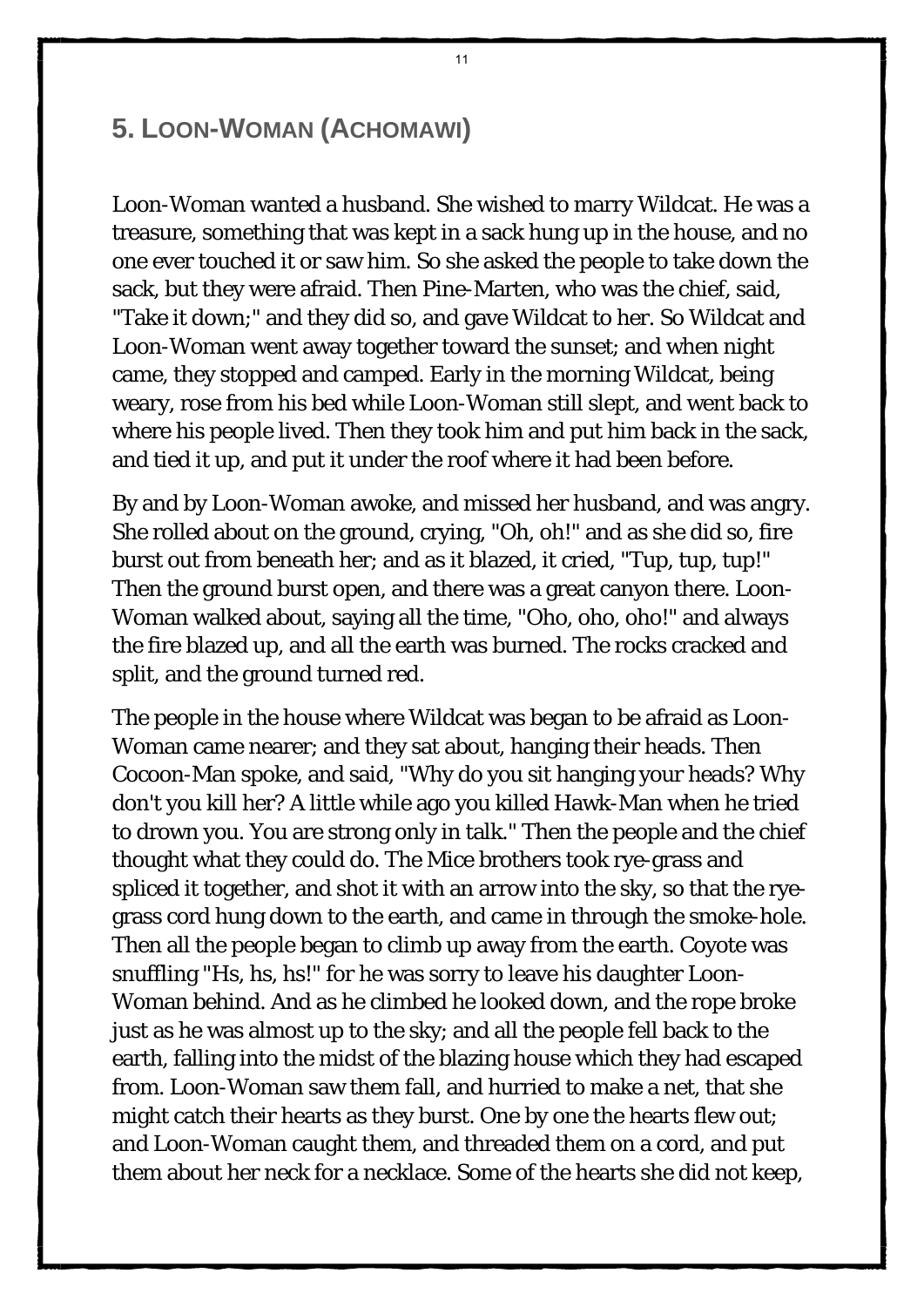## 5. Loon-Woman (Achomawi)

Loon-Woman wanted a husband. She wished to marry Wildcat. He was a treasure, something that was kept in a sack hung up in the house, and no one ever touched it or saw him. So she asked the people to take down the sack, but they were afraid. Then Pine-Marten, who was the chief, said, "Take it down;" and they did so, and gave Wildcat to her. So Wildcat and Loon-Woman went away together toward the sunset; and when night came, they stopped and camped. Early in the morning Wildcat, being weary, rose from his bed while Loon-Woman still slept, and went back to where his people lived. Then they took him and put him back in the sack, and tied it up, and put it under the roof where it had been before.

By and by Loon-Woman awoke, and missed her husband, and was angry. She rolled about on the ground, crying, "Oh, oh!" and as she did so, fire burst out from beneath her; and as it blazed, it cried, "Tup, tup, tup!" Then the ground burst open, and there was a great canyon there. Loon-Woman walked about, saying all the time, "Oho, oho, oho!" and always the fire blazed up, and all the earth was burned. The rocks cracked and split, and the ground turned red.

The people in the house where Wildcat was began to be afraid as Loon-Woman came nearer; and they sat about, hanging their heads. Then Cocoon-Man spoke, and said, "Why do you sit hanging your heads? Why don't you kill her? A little while ago you killed Hawk-Man when he tried to drown you. You are strong only in talk." Then the people and the chief thought what they could do. The Mice brothers took rye-grass and spliced it together, and shot it with an arrow into the sky, so that the rye-grass cord hung down to the earth, and came in through the smoke-hole. Then all the people began to climb up away from the earth. Coyote was snuffling "Hs, hs, hs!" for he was sorry to leave his daughter Loon-Woman behind. And as he climbed he looked down, and the rope broke just as he was almost up to the sky; and all the people fell back to the earth, falling into the midst of the blazing house which they had escaped from. Loon-Woman saw them fall, and hurried to make a net, that she might catch their hearts as they burst. One by one the hearts flew out; and Loon-Woman caught them, and threaded them on a cord, and put them about her neck for a necklace. Some of the hearts she did not keep,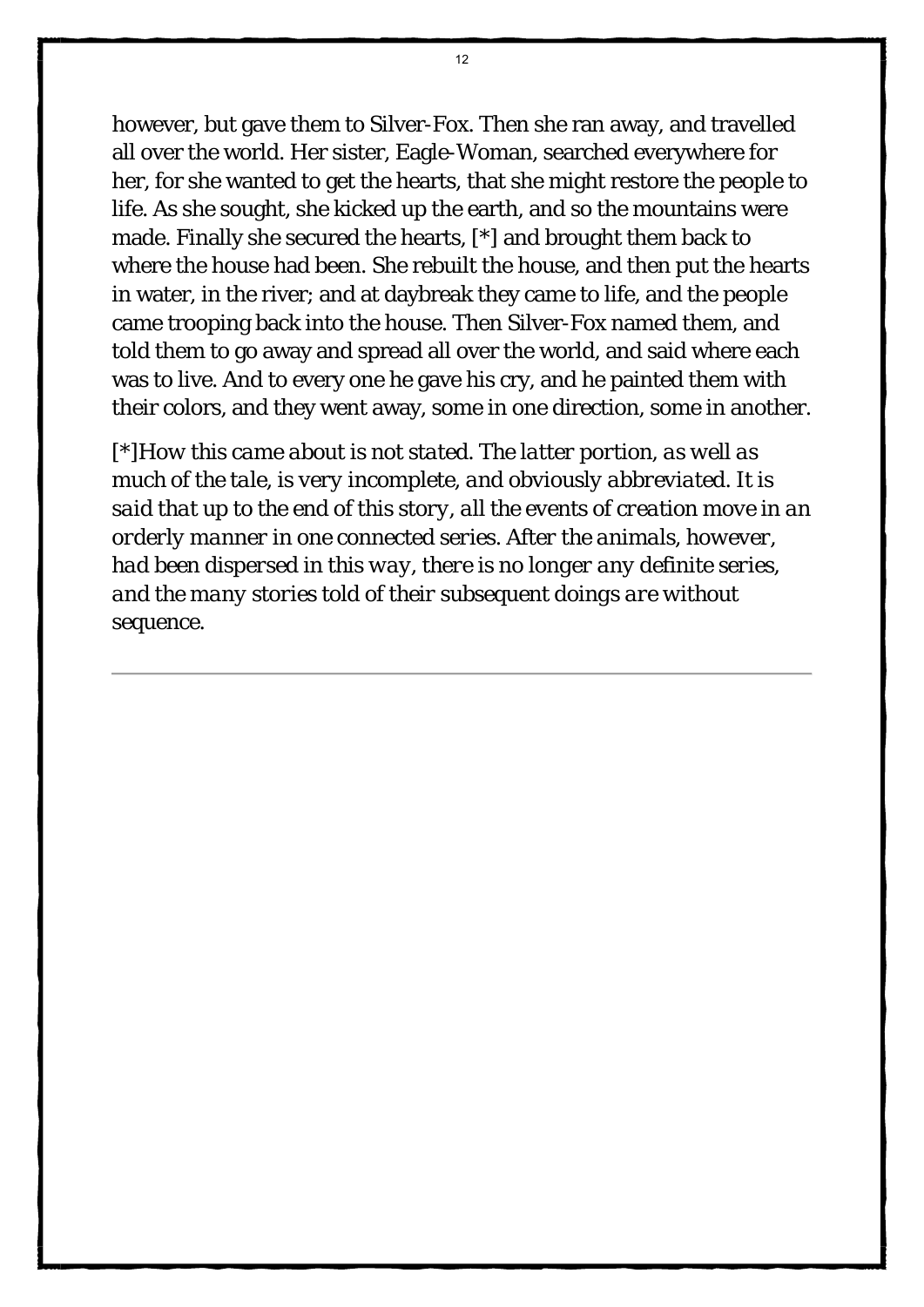however, but gave them to Silver-Fox. Then she ran away, and travelled all over the world. Her sister, Eagle-Woman, searched everywhere for her, for she wanted to get the hearts, that she might restore the people to life. As she sought, she kicked up the earth, and so the mountains were made. Finally she secured the hearts, [*] and brought them back to where the house had been. She rebuilt the house, and then put the hearts in water, in the river; and at daybreak they came to life, and the people came trooping back into the house. Then Silver-Fox named them, and told them to go away and spread all over the world, and said where each was to live. And to every one he gave his cry, and he painted them with their colors, and they went away, some in one direction, some in another.

[*]*How this came about is not stated. The latter portion, as well as much of the tale, is very incomplete, and obviously abbreviated. It is said that up to the end of this story, all the events of creation move in an orderly manner in one connected series. After the animals, however, had been dispersed in this way, there is no longer any definite series, and the many stories told of their subsequent doings are without* sequence.

---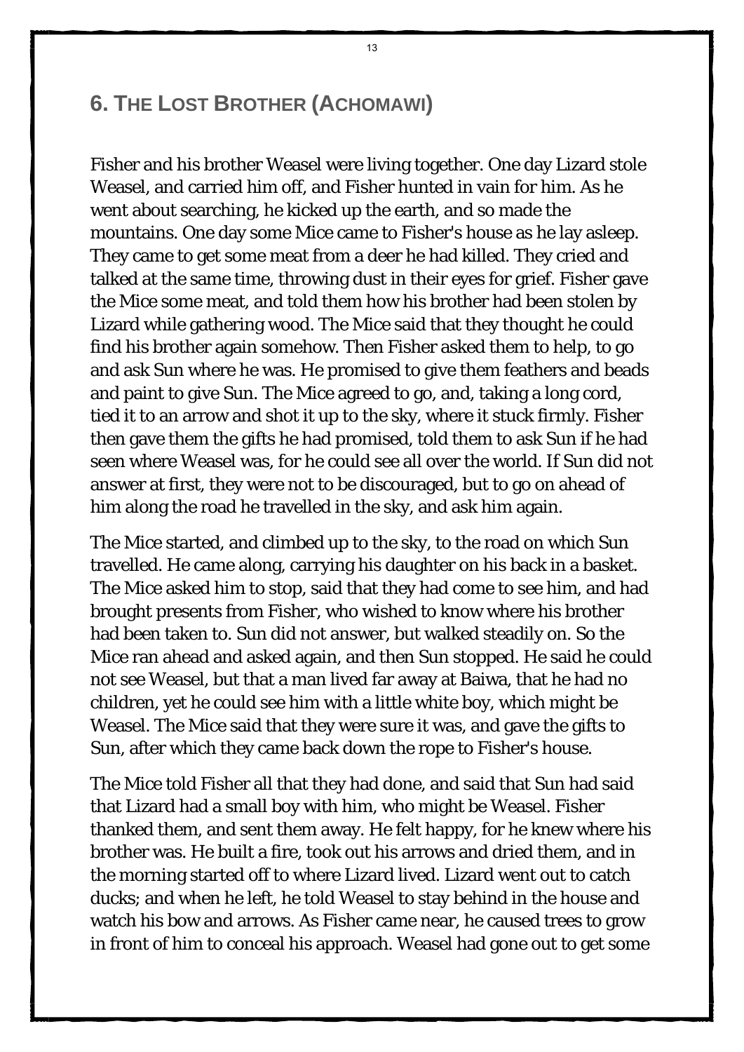## 6. The Lost Brother (Achomawi)

Fisher and his brother Weasel were living together. One day Lizard stole Weasel, and carried him off, and Fisher hunted in vain for him. As he went about searching, he kicked up the earth, and so made the mountains. One day some Mice came to Fisher's house as he lay asleep. They came to get some meat from a deer he had killed. They cried and talked at the same time, throwing dust in their eyes for grief. Fisher gave the Mice some meat, and told them how his brother had been stolen by Lizard while gathering wood. The Mice said that they thought he could find his brother again somehow. Then Fisher asked them to help, to go and ask Sun where he was. He promised to give them feathers and beads and paint to give Sun. The Mice agreed to go, and, taking a long cord, tied it to an arrow and shot it up to the sky, where it stuck firmly. Fisher then gave them the gifts he had promised, told them to ask Sun if he had seen where Weasel was, for he could see all over the world. If Sun did not answer at first, they were not to be discouraged, but to go on ahead of him along the road he travelled in the sky, and ask him again.

The Mice started, and climbed up to the sky, to the road on which Sun travelled. He came along, carrying his daughter on his back in a basket. The Mice asked him to stop, said that they had come to see him, and had brought presents from Fisher, who wished to know where his brother had been taken to. Sun did not answer, but walked steadily on. So the Mice ran ahead and asked again, and then Sun stopped. He said he could not see Weasel, but that a man lived far away at Baiwa, that he had no children, yet he could see him with a little white boy, which might be Weasel. The Mice said that they were sure it was, and gave the gifts to Sun, after which they came back down the rope to Fisher's house.

The Mice told Fisher all that they had done, and said that Sun had said that Lizard had a small boy with him, who might be Weasel. Fisher thanked them, and sent them away. He felt happy, for he knew where his brother was. He built a fire, took out his arrows and dried them, and in the morning started off to where Lizard lived. Lizard went out to catch ducks; and when he left, he told Weasel to stay behind in the house and watch his bow and arrows. As Fisher came near, he caused trees to grow in front of him to conceal his approach. Weasel had gone out to get some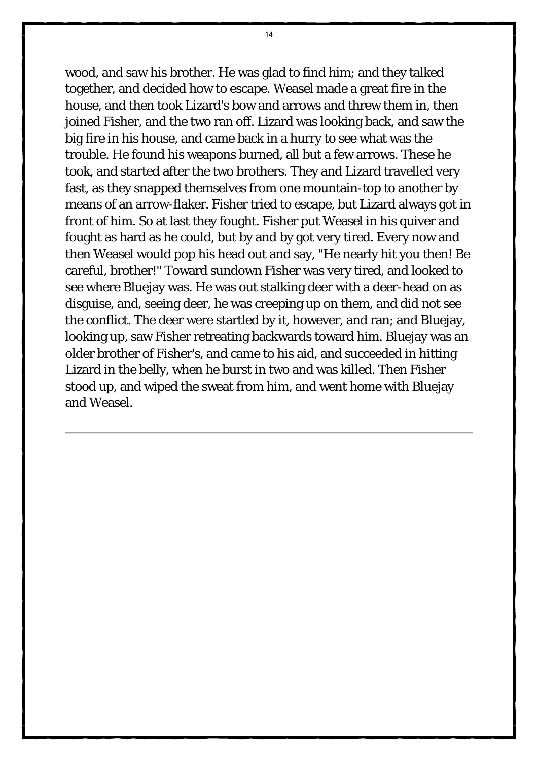wood, and saw his brother. He was glad to find him; and they talked together, and decided how to escape. Weasel made a great fire in the house, and then took Lizard's bow and arrows and threw them in, then joined Fisher, and the two ran off. Lizard was looking back, and saw the big fire in his house, and came back in a hurry to see what was the trouble. He found his weapons burned, all but a few arrows. These he took, and started after the two brothers. They and Lizard travelled very fast, as they snapped themselves from one mountain-top to another by means of an arrow-flaker. Fisher tried to escape, but Lizard always got in front of him. So at last they fought. Fisher put Weasel in his quiver and fought as hard as he could, but by and by got very tired. Every now and then Weasel would pop his head out and say, "He nearly hit you then! Be careful, brother!" Toward sundown Fisher was very tired, and looked to see where Bluejay was. He was out stalking deer with a deer-head on as disguise, and, seeing deer, he was creeping up on them, and did not see the conflict. The deer were startled by it, however, and ran; and Bluejay, looking up, saw Fisher retreating backwards toward him. Bluejay was an older brother of Fisher's, and came to his aid, and succeeded in hitting Lizard in the belly, when he burst in two and was killed. Then Fisher stood up, and wiped the sweat from him, and went home with Bluejay and Weasel.

---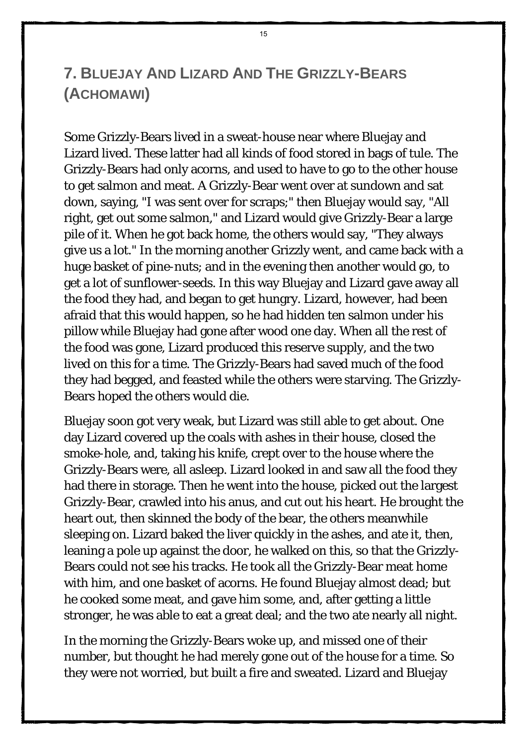## 7. Bluejay And Lizard And The Grizzly-Bears (Achomawi)

Some Grizzly-Bears lived in a sweat-house near where Bluejay and Lizard lived. These latter had all kinds of food stored in bags of tule. The Grizzly-Bears had only acorns, and used to have to go to the other house to get salmon and meat. A Grizzly-Bear went over at sundown and sat down, saying, "I was sent over for scraps;" then Bluejay would say, "All right, get out some salmon," and Lizard would give Grizzly-Bear a large pile of it. When he got back home, the others would say, "They always give us a lot." In the morning another Grizzly went, and came back with a huge basket of pine-nuts; and in the evening then another would go, to get a lot of sunflower-seeds. In this way Bluejay and Lizard gave away all the food they had, and began to get hungry. Lizard, however, had been afraid that this would happen, so he had hidden ten salmon under his pillow while Bluejay had gone after wood one day. When all the rest of the food was gone, Lizard produced this reserve supply, and the two lived on this for a time. The Grizzly-Bears had saved much of the food they had begged, and feasted while the others were starving. The Grizzly-Bears hoped the others would die.

Bluejay soon got very weak, but Lizard was still able to get about. One day Lizard covered up the coals with ashes in their house, closed the smoke-hole, and, taking his knife, crept over to the house where the Grizzly-Bears were, all asleep. Lizard looked in and saw all the food they had there in storage. Then he went into the house, picked out the largest Grizzly-Bear, crawled into his anus, and cut out his heart. He brought the heart out, then skinned the body of the bear, the others meanwhile sleeping on. Lizard baked the liver quickly in the ashes, and ate it, then, leaning a pole up against the door, he walked on this, so that the Grizzly-Bears could not see his tracks. He took all the Grizzly-Bear meat home with him, and one basket of acorns. He found Bluejay almost dead; but he cooked some meat, and gave him some, and, after getting a little stronger, he was able to eat a great deal; and the two ate nearly all night.

In the morning the Grizzly-Bears woke up, and missed one of their number, but thought he had merely gone out of the house for a time. So they were not worried, but built a fire and sweated. Lizard and Bluejay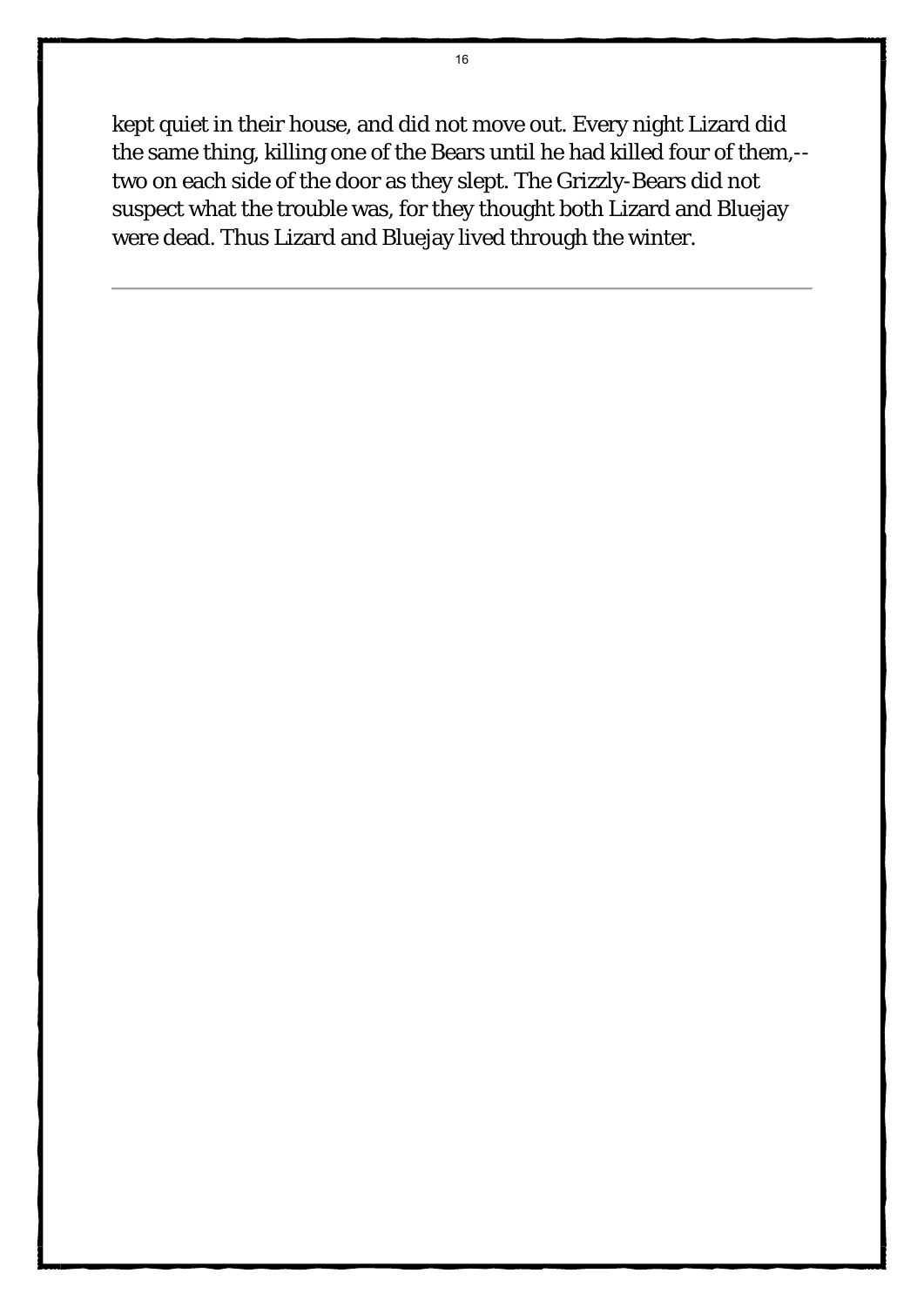kept quiet in their house, and did not move out. Every night Lizard did the same thing, killing one of the Bears until he had killed four of them,--two on each side of the door as they slept. The Grizzly-Bears did not suspect what the trouble was, for they thought both Lizard and Bluejay were dead. Thus Lizard and Bluejay lived through the winter.

---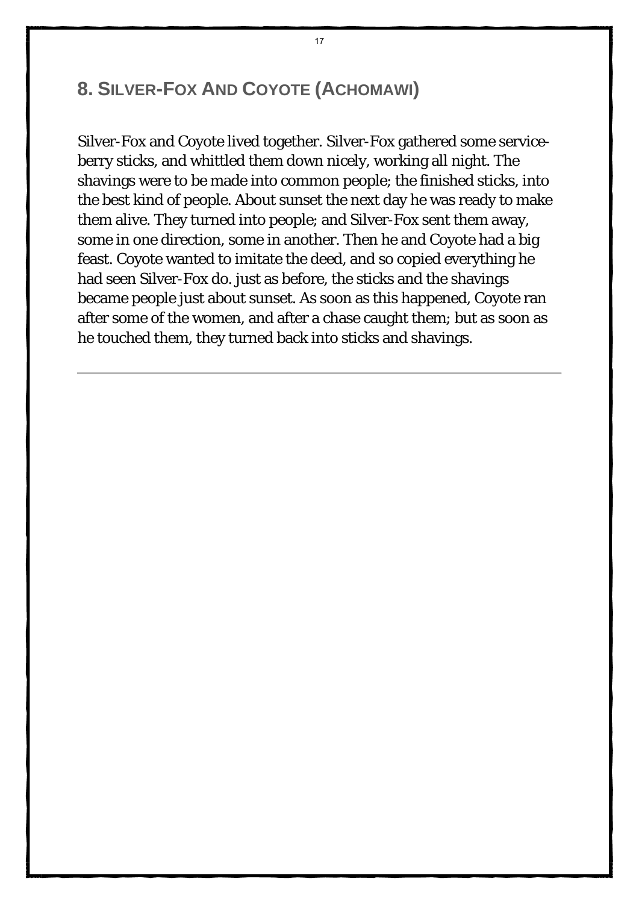## 8. Silver-Fox And Coyote (Achomawi)

Silver-Fox and Coyote lived together. Silver-Fox gathered some service-berry sticks, and whittled them down nicely, working all night. The shavings were to be made into common people; the finished sticks, into the best kind of people. About sunset the next day he was ready to make them alive. They turned into people; and Silver-Fox sent them away, some in one direction, some in another. Then he and Coyote had a big feast. Coyote wanted to imitate the deed, and so copied everything he had seen Silver-Fox do. just as before, the sticks and the shavings became people just about sunset. As soon as this happened, Coyote ran after some of the women, and after a chase caught them; but as soon as he touched them, they turned back into sticks and shavings.

---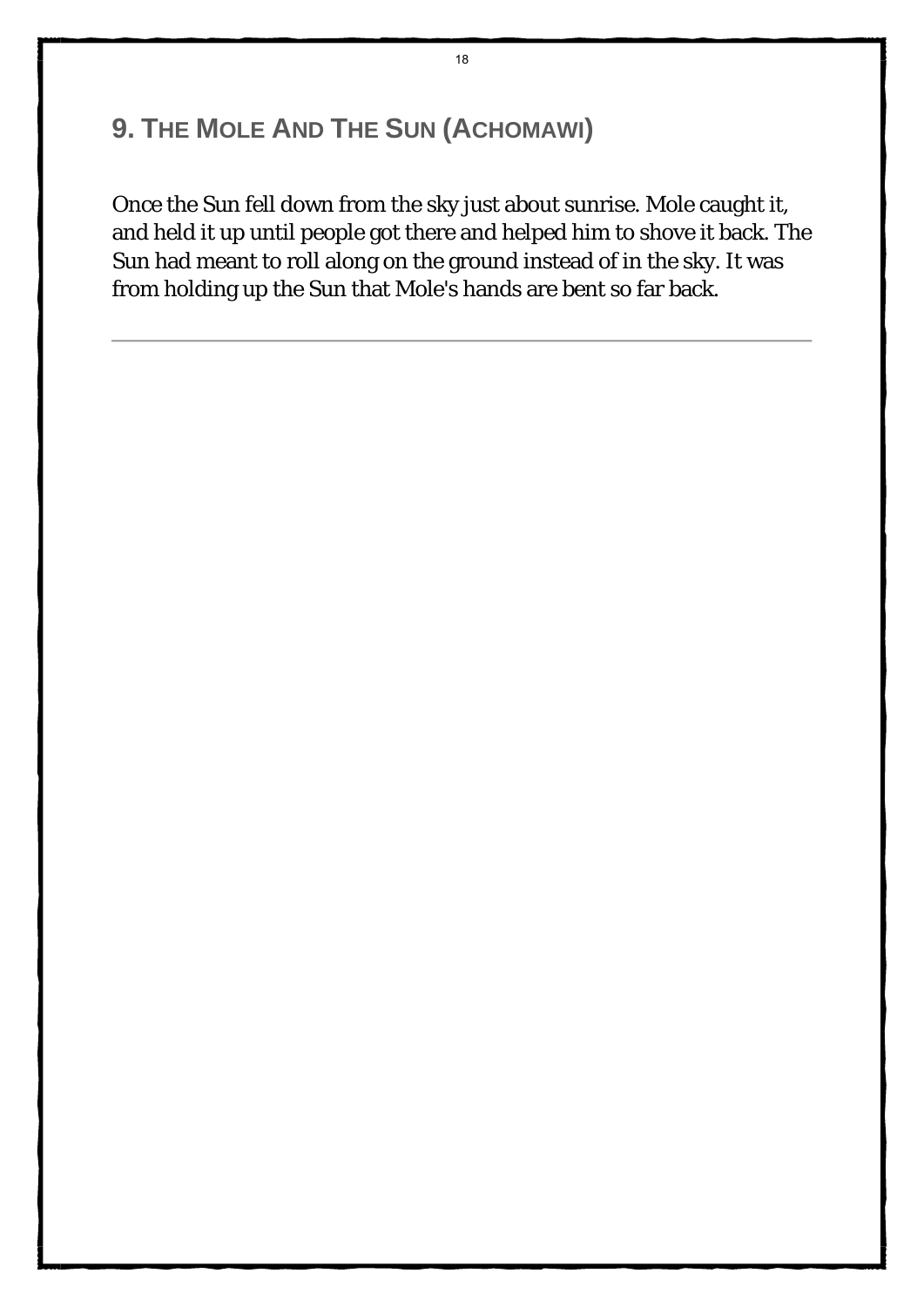## 9. The Mole And The Sun (Achomawi)

Once the Sun fell down from the sky just about sunrise. Mole caught it, and held it up until people got there and helped him to shove it back. The Sun had meant to roll along on the ground instead of in the sky. It was from holding up the Sun that Mole's hands are bent so far back.

---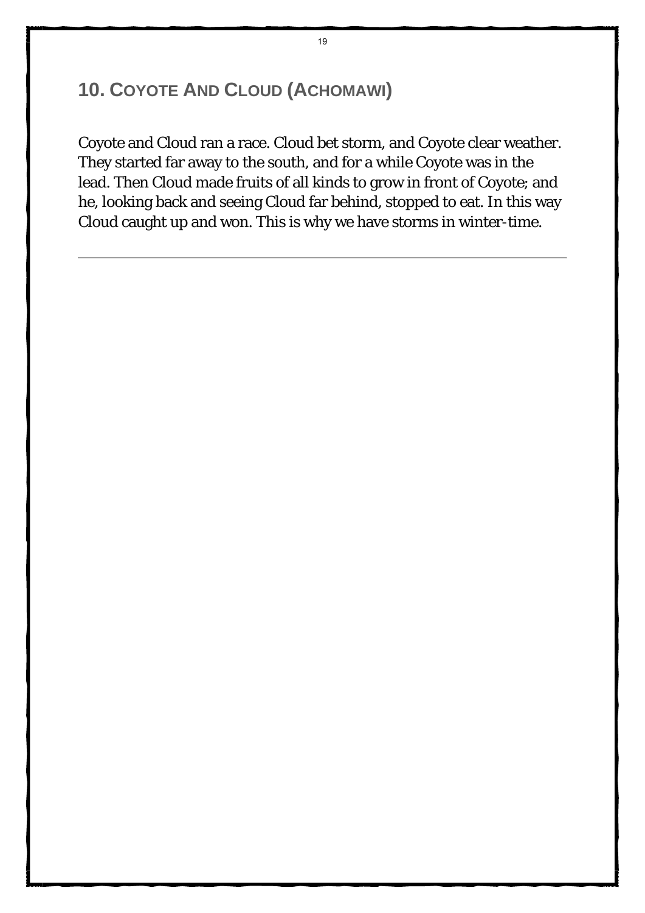## 10. Coyote And Cloud (Achomawi)

Coyote and Cloud ran a race. Cloud bet storm, and Coyote clear weather. They started far away to the south, and for a while Coyote was in the lead. Then Cloud made fruits of all kinds to grow in front of Coyote; and he, looking back and seeing Cloud far behind, stopped to eat. In this way Cloud caught up and won. This is why we have storms in winter-time.

---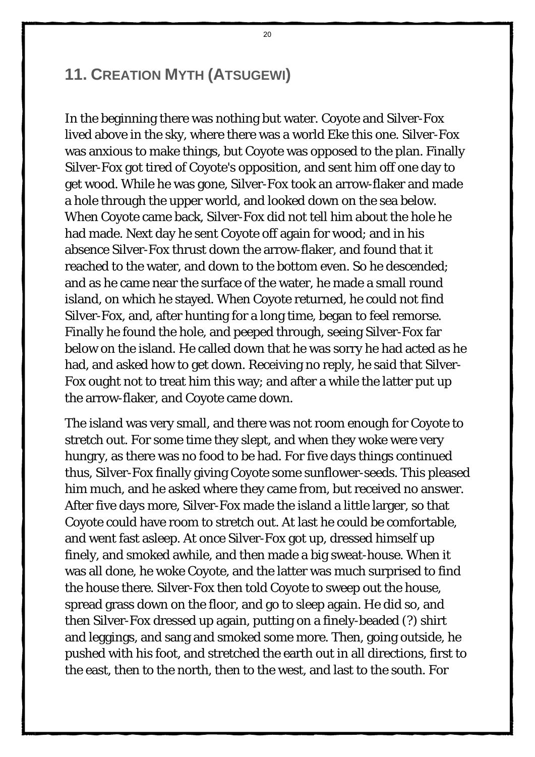## 11. Creation Myth (Atsugewi)

In the beginning there was nothing but water. Coyote and Silver-Fox lived above in the sky, where there was a world Eke this one. Silver-Fox was anxious to make things, but Coyote was opposed to the plan. Finally Silver-Fox got tired of Coyote's opposition, and sent him off one day to get wood. While he was gone, Silver-Fox took an arrow-flaker and made a hole through the upper world, and looked down on the sea below. When Coyote came back, Silver-Fox did not tell him about the hole he had made. Next day he sent Coyote off again for wood; and in his absence Silver-Fox thrust down the arrow-flaker, and found that it reached to the water, and down to the bottom even. So he descended; and as he came near the surface of the water, he made a small round island, on which he stayed. When Coyote returned, he could not find Silver-Fox, and, after hunting for a long time, began to feel remorse. Finally he found the hole, and peeped through, seeing Silver-Fox far below on the island. He called down that he was sorry he had acted as he had, and asked how to get down. Receiving no reply, he said that Silver-Fox ought not to treat him this way; and after a while the latter put up the arrow-flaker, and Coyote came down.

The island was very small, and there was not room enough for Coyote to stretch out. For some time they slept, and when they woke were very hungry, as there was no food to be had. For five days things continued thus, Silver-Fox finally giving Coyote some sunflower-seeds. This pleased him much, and he asked where they came from, but received no answer. After five days more, Silver-Fox made the island a little larger, so that Coyote could have room to stretch out. At last he could be comfortable, and went fast asleep. At once Silver-Fox got up, dressed himself up finely, and smoked awhile, and then made a big sweat-house. When it was all done, he woke Coyote, and the latter was much surprised to find the house there. Silver-Fox then told Coyote to sweep out the house, spread grass down on the floor, and go to sleep again. He did so, and then Silver-Fox dressed up again, putting on a finely-beaded (?) shirt and leggings, and sang and smoked some more. Then, going outside, he pushed with his foot, and stretched the earth out in all directions, first to the east, then to the north, then to the west, and last to the south. For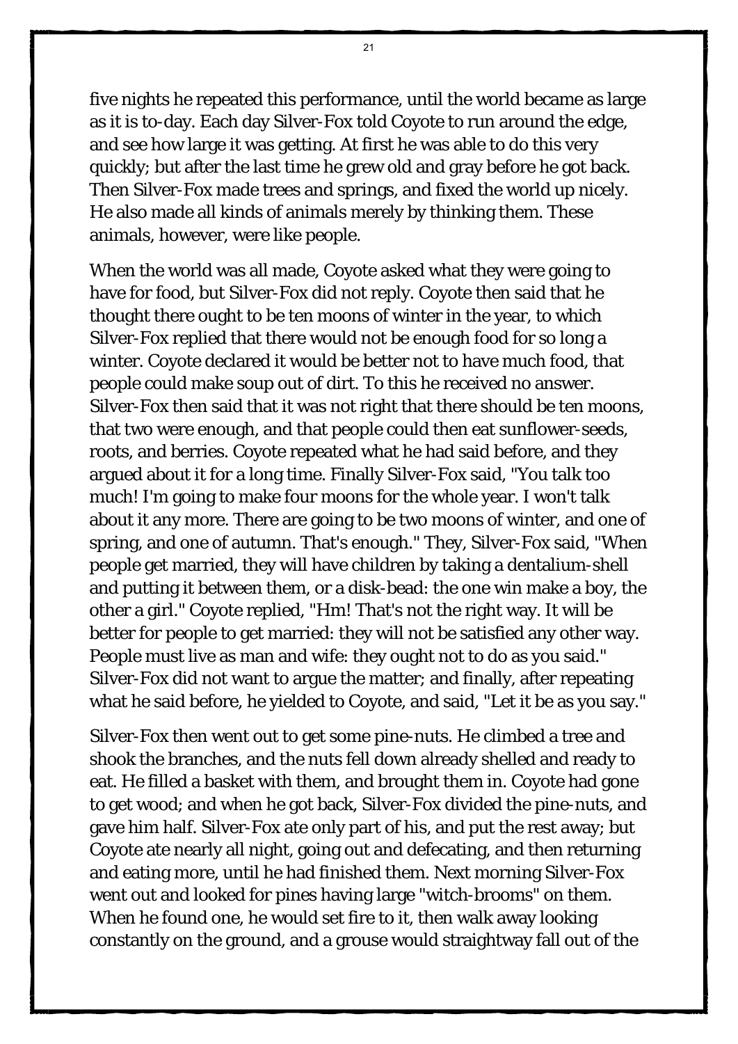five nights he repeated this performance, until the world became as large as it is to-day. Each day Silver-Fox told Coyote to run around the edge, and see how large it was getting. At first he was able to do this very quickly; but after the last time he grew old and gray before he got back. Then Silver-Fox made trees and springs, and fixed the world up nicely. He also made all kinds of animals merely by thinking them. These animals, however, were like people.

When the world was all made, Coyote asked what they were going to have for food, but Silver-Fox did not reply. Coyote then said that he thought there ought to be ten moons of winter in the year, to which Silver-Fox replied that there would not be enough food for so long a winter. Coyote declared it would be better not to have much food, that people could make soup out of dirt. To this he received no answer. Silver-Fox then said that it was not right that there should be ten moons, that two were enough, and that people could then eat sunflower-seeds, roots, and berries. Coyote repeated what he had said before, and they argued about it for a long time. Finally Silver-Fox said, "You talk too much! I'm going to make four moons for the whole year. I won't talk about it any more. There are going to be two moons of winter, and one of spring, and one of autumn. That's enough." They, Silver-Fox said, "When people get married, they will have children by taking a dentalium-shell and putting it between them, or a disk-bead: the one win make a boy, the other a girl." Coyote replied, "Hm! That's not the right way. It will be better for people to get married: they will not be satisfied any other way. People must live as man and wife: they ought not to do as you said." Silver-Fox did not want to argue the matter; and finally, after repeating what he said before, he yielded to Coyote, and said, "Let it be as you say."

Silver-Fox then went out to get some pine-nuts. He climbed a tree and shook the branches, and the nuts fell down already shelled and ready to eat. He filled a basket with them, and brought them in. Coyote had gone to get wood; and when he got back, Silver-Fox divided the pine-nuts, and gave him half. Silver-Fox ate only part of his, and put the rest away; but Coyote ate nearly all night, going out and defecating, and then returning and eating more, until he had finished them. Next morning Silver-Fox went out and looked for pines having large "witch-brooms" on them. When he found one, he would set fire to it, then walk away looking constantly on the ground, and a grouse would straightway fall out of the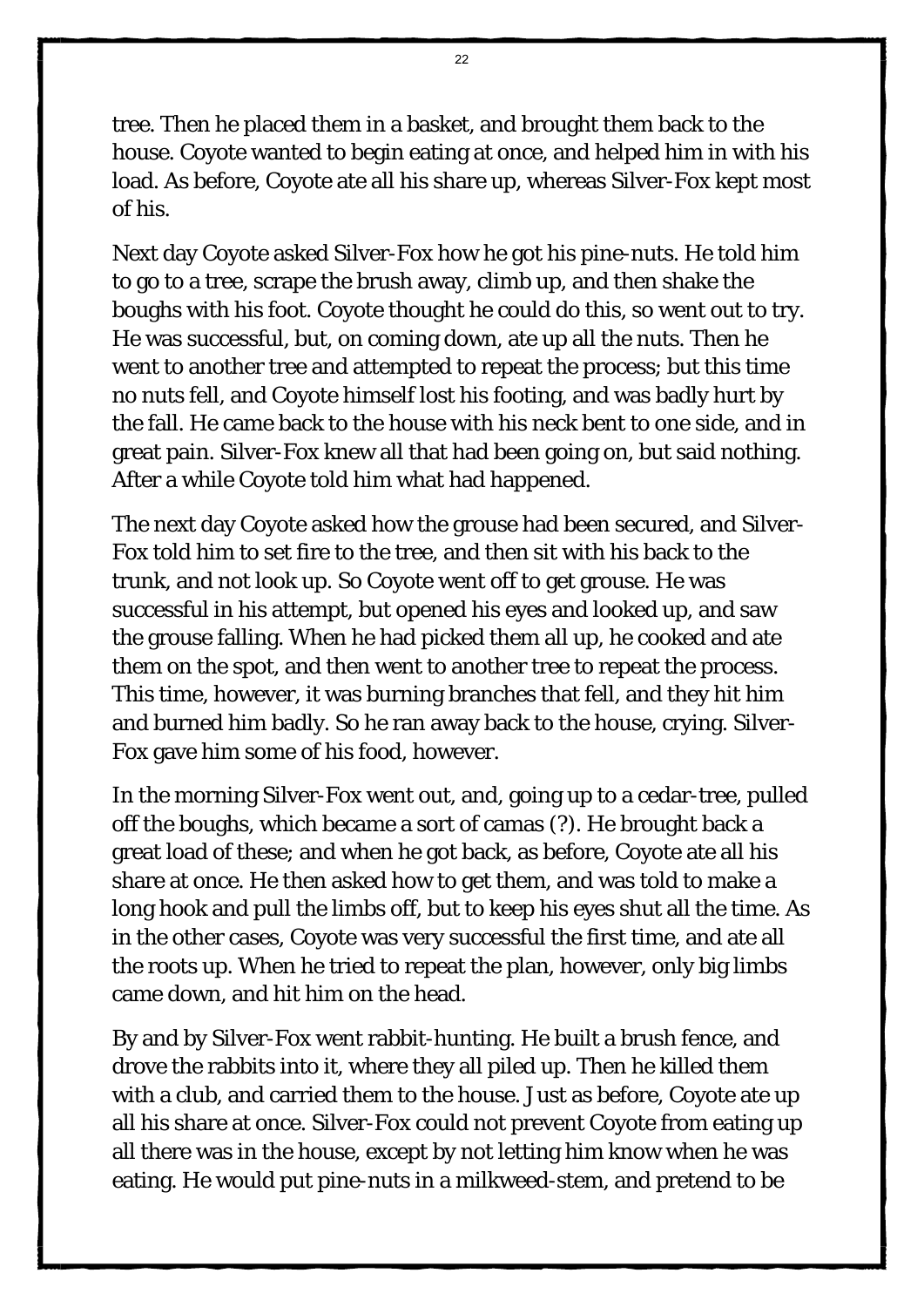tree. Then he placed them in a basket, and brought them back to the house. Coyote wanted to begin eating at once, and helped him in with his load. As before, Coyote ate all his share up, whereas Silver-Fox kept most of his.

Next day Coyote asked Silver-Fox how he got his pine-nuts. He told him to go to a tree, scrape the brush away, climb up, and then shake the boughs with his foot. Coyote thought he could do this, so went out to try. He was successful, but, on coming down, ate up all the nuts. Then he went to another tree and attempted to repeat the process; but this time no nuts fell, and Coyote himself lost his footing, and was badly hurt by the fall. He came back to the house with his neck bent to one side, and in great pain. Silver-Fox knew all that had been going on, but said nothing. After a while Coyote told him what had happened.

The next day Coyote asked how the grouse had been secured, and Silver-Fox told him to set fire to the tree, and then sit with his back to the trunk, and not look up. So Coyote went off to get grouse. He was successful in his attempt, but opened his eyes and looked up, and saw the grouse falling. When he had picked them all up, he cooked and ate them on the spot, and then went to another tree to repeat the process. This time, however, it was burning branches that fell, and they hit him and burned him badly. So he ran away back to the house, crying. Silver-Fox gave him some of his food, however.

In the morning Silver-Fox went out, and, going up to a cedar-tree, pulled off the boughs, which became a sort of camas (?). He brought back a great load of these; and when he got back, as before, Coyote ate all his share at once. He then asked how to get them, and was told to make a long hook and pull the limbs off, but to keep his eyes shut all the time. As in the other cases, Coyote was very successful the first time, and ate all the roots up. When he tried to repeat the plan, however, only big limbs came down, and hit him on the head.

By and by Silver-Fox went rabbit-hunting. He built a brush fence, and drove the rabbits into it, where they all piled up. Then he killed them with a club, and carried them to the house. Just as before, Coyote ate up all his share at once. Silver-Fox could not prevent Coyote from eating up all there was in the house, except by not letting him know when he was eating. He would put pine-nuts in a milkweed-stem, and pretend to be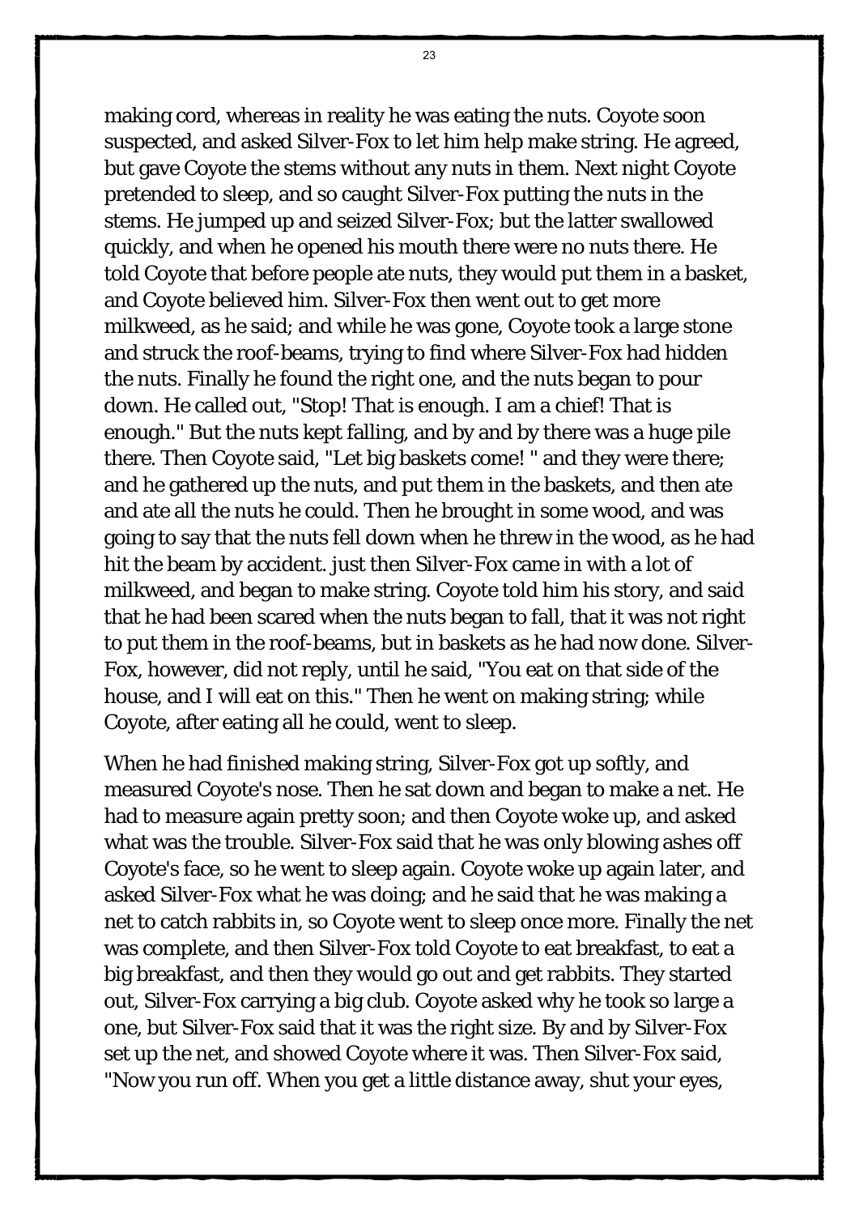making cord, whereas in reality he was eating the nuts. Coyote soon suspected, and asked Silver-Fox to let him help make string. He agreed, but gave Coyote the stems without any nuts in them. Next night Coyote pretended to sleep, and so caught Silver-Fox putting the nuts in the stems. He jumped up and seized Silver-Fox; but the latter swallowed quickly, and when he opened his mouth there were no nuts there. He told Coyote that before people ate nuts, they would put them in a basket, and Coyote believed him. Silver-Fox then went out to get more milkweed, as he said; and while he was gone, Coyote took a large stone and struck the roof-beams, trying to find where Silver-Fox had hidden the nuts. Finally he found the right one, and the nuts began to pour down. He called out, "Stop! That is enough. I am a chief! That is enough." But the nuts kept falling, and by and by there was a huge pile there. Then Coyote said, "Let big baskets come! " and they were there; and he gathered up the nuts, and put them in the baskets, and then ate and ate all the nuts he could. Then he brought in some wood, and was going to say that the nuts fell down when he threw in the wood, as he had hit the beam by accident. just then Silver-Fox came in with a lot of milkweed, and began to make string. Coyote told him his story, and said that he had been scared when the nuts began to fall, that it was not right to put them in the roof-beams, but in baskets as he had now done. Silver-Fox, however, did not reply, until he said, "You eat on that side of the house, and I will eat on this." Then he went on making string; while Coyote, after eating all he could, went to sleep.

When he had finished making string, Silver-Fox got up softly, and measured Coyote's nose. Then he sat down and began to make a net. He had to measure again pretty soon; and then Coyote woke up, and asked what was the trouble. Silver-Fox said that he was only blowing ashes off Coyote's face, so he went to sleep again. Coyote woke up again later, and asked Silver-Fox what he was doing; and he said that he was making a net to catch rabbits in, so Coyote went to sleep once more. Finally the net was complete, and then Silver-Fox told Coyote to eat breakfast, to eat a big breakfast, and then they would go out and get rabbits. They started out, Silver-Fox carrying a big club. Coyote asked why he took so large a one, but Silver-Fox said that it was the right size. By and by Silver-Fox set up the net, and showed Coyote where it was. Then Silver-Fox said, "Now you run off. When you get a little distance away, shut your eyes,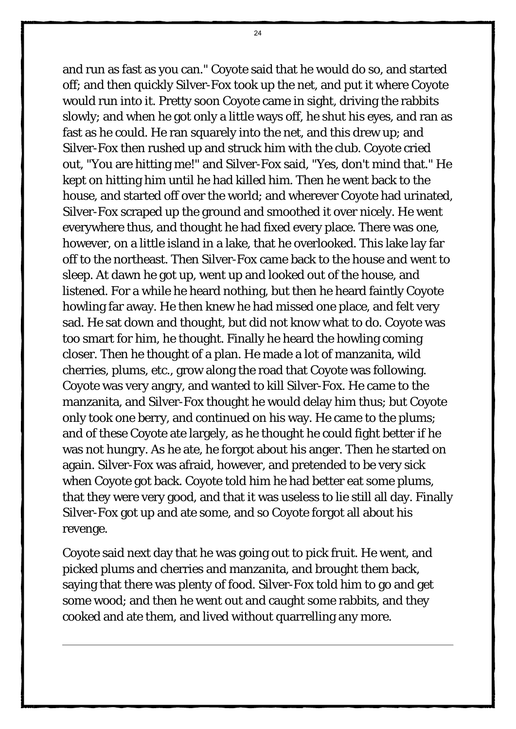and run as fast as you can." Coyote said that he would do so, and started off; and then quickly Silver-Fox took up the net, and put it where Coyote would run into it. Pretty soon Coyote came in sight, driving the rabbits slowly; and when he got only a little ways off, he shut his eyes, and ran as fast as he could. He ran squarely into the net, and this drew up; and Silver-Fox then rushed up and struck him with the club. Coyote cried out, "You are hitting me!" and Silver-Fox said, "Yes, don't mind that." He kept on hitting him until he had killed him. Then he went back to the house, and started off over the world; and wherever Coyote had urinated, Silver-Fox scraped up the ground and smoothed it over nicely. He went everywhere thus, and thought he had fixed every place. There was one, however, on a little island in a lake, that he overlooked. This lake lay far off to the northeast. Then Silver-Fox came back to the house and went to sleep. At dawn he got up, went up and looked out of the house, and listened. For a while he heard nothing, but then he heard faintly Coyote howling far away. He then knew he had missed one place, and felt very sad. He sat down and thought, but did not know what to do. Coyote was too smart for him, he thought. Finally he heard the howling coming closer. Then he thought of a plan. He made a lot of manzanita, wild cherries, plums, etc., grow along the road that Coyote was following. Coyote was very angry, and wanted to kill Silver-Fox. He came to the manzanita, and Silver-Fox thought he would delay him thus; but Coyote only took one berry, and continued on his way. He came to the plums; and of these Coyote ate largely, as he thought he could fight better if he was not hungry. As he ate, he forgot about his anger. Then he started on again. Silver-Fox was afraid, however, and pretended to be very sick when Coyote got back. Coyote told him he had better eat some plums, that they were very good, and that it was useless to lie still all day. Finally Silver-Fox got up and ate some, and so Coyote forgot all about his revenge.

Coyote said next day that he was going out to pick fruit. He went, and picked plums and cherries and manzanita, and brought them back, saying that there was plenty of food. Silver-Fox told him to go and get some wood; and then he went out and caught some rabbits, and they cooked and ate them, and lived without quarrelling any more.

---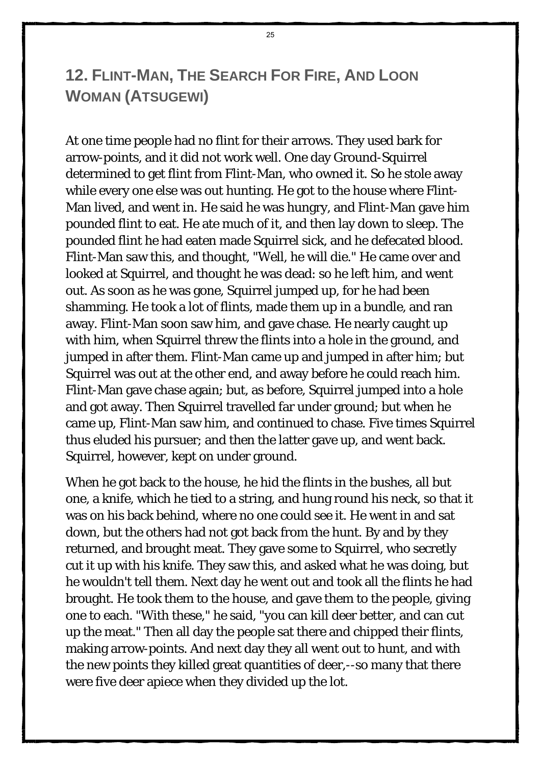## 12. Flint-Man, The Search For Fire, And Loon Woman (Atsugewi)

At one time people had no flint for their arrows. They used bark for arrow-points, and it did not work well. One day Ground-Squirrel determined to get flint from Flint-Man, who owned it. So he stole away while every one else was out hunting. He got to the house where Flint-Man lived, and went in. He said he was hungry, and Flint-Man gave him pounded flint to eat. He ate much of it, and then lay down to sleep. The pounded flint he had eaten made Squirrel sick, and he defecated blood. Flint-Man saw this, and thought, "Well, he will die." He came over and looked at Squirrel, and thought he was dead: so he left him, and went out. As soon as he was gone, Squirrel jumped up, for he had been shamming. He took a lot of flints, made them up in a bundle, and ran away. Flint-Man soon saw him, and gave chase. He nearly caught up with him, when Squirrel threw the flints into a hole in the ground, and jumped in after them. Flint-Man came up and jumped in after him; but Squirrel was out at the other end, and away before he could reach him. Flint-Man gave chase again; but, as before, Squirrel jumped into a hole and got away. Then Squirrel travelled far under ground; but when he came up, Flint-Man saw him, and continued to chase. Five times Squirrel thus eluded his pursuer; and then the latter gave up, and went back. Squirrel, however, kept on under ground.

When he got back to the house, he hid the flints in the bushes, all but one, a knife, which he tied to a string, and hung round his neck, so that it was on his back behind, where no one could see it. He went in and sat down, but the others had not got back from the hunt. By and by they returned, and brought meat. They gave some to Squirrel, who secretly cut it up with his knife. They saw this, and asked what he was doing, but he wouldn't tell them. Next day he went out and took all the flints he had brought. He took them to the house, and gave them to the people, giving one to each. "With these," he said, "you can kill deer better, and can cut up the meat." Then all day the people sat there and chipped their flints, making arrow-points. And next day they all went out to hunt, and with the new points they killed great quantities of deer,--so many that there were five deer apiece when they divided up the lot.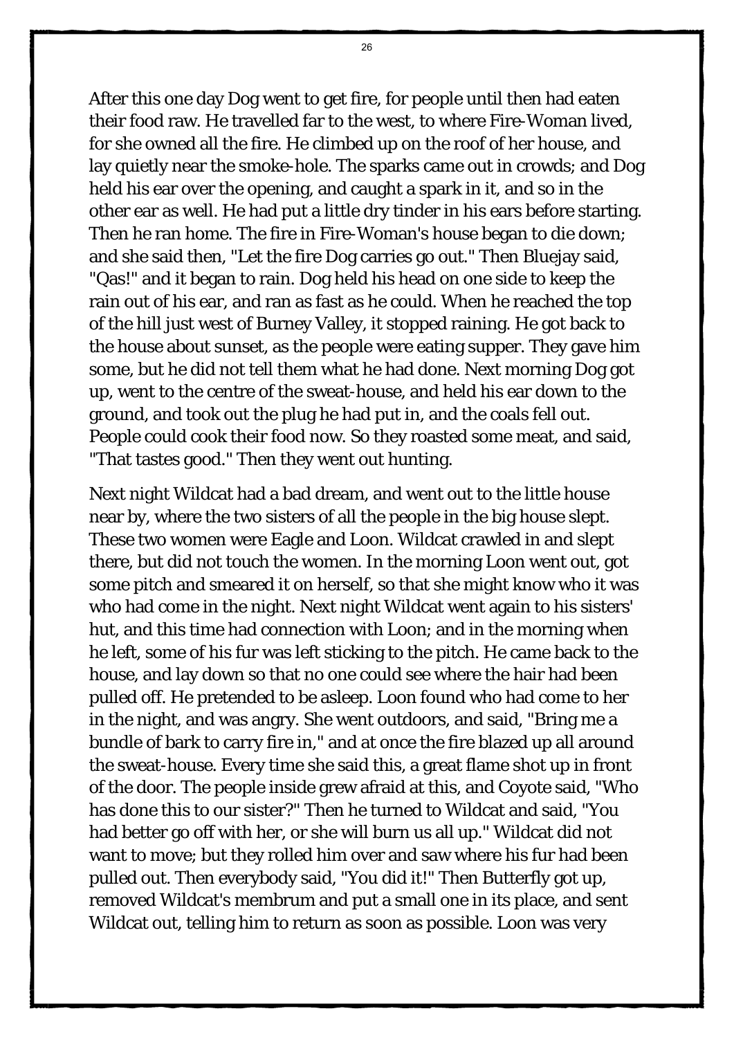After this one day Dog went to get fire, for people until then had eaten their food raw. He travelled far to the west, to where Fire-Woman lived, for she owned all the fire. He climbed up on the roof of her house, and lay quietly near the smoke-hole. The sparks came out in crowds; and Dog held his ear over the opening, and caught a spark in it, and so in the other ear as well. He had put a little dry tinder in his ears before starting. Then he ran home. The fire in Fire-Woman's house began to die down; and she said then, "Let the fire Dog carries go out." Then Bluejay said, "Qas!" and it began to rain. Dog held his head on one side to keep the rain out of his ear, and ran as fast as he could. When he reached the top of the hill just west of Burney Valley, it stopped raining. He got back to the house about sunset, as the people were eating supper. They gave him some, but he did not tell them what he had done. Next morning Dog got up, went to the centre of the sweat-house, and held his ear down to the ground, and took out the plug he had put in, and the coals fell out. People could cook their food now. So they roasted some meat, and said, "That tastes good." Then they went out hunting.

Next night Wildcat had a bad dream, and went out to the little house near by, where the two sisters of all the people in the big house slept. These two women were Eagle and Loon. Wildcat crawled in and slept there, but did not touch the women. In the morning Loon went out, got some pitch and smeared it on herself, so that she might know who it was who had come in the night. Next night Wildcat went again to his sisters' hut, and this time had connection with Loon; and in the morning when he left, some of his fur was left sticking to the pitch. He came back to the house, and lay down so that no one could see where the hair had been pulled off. He pretended to be asleep. Loon found who had come to her in the night, and was angry. She went outdoors, and said, "Bring me a bundle of bark to carry fire in," and at once the fire blazed up all around the sweat-house. Every time she said this, a great flame shot up in front of the door. The people inside grew afraid at this, and Coyote said, "Who has done this to our sister?" Then he turned to Wildcat and said, "You had better go off with her, or she will burn us all up." Wildcat did not want to move; but they rolled him over and saw where his fur had been pulled out. Then everybody said, "You did it!" Then Butterfly got up, removed Wildcat's membrum and put a small one in its place, and sent Wildcat out, telling him to return as soon as possible. Loon was very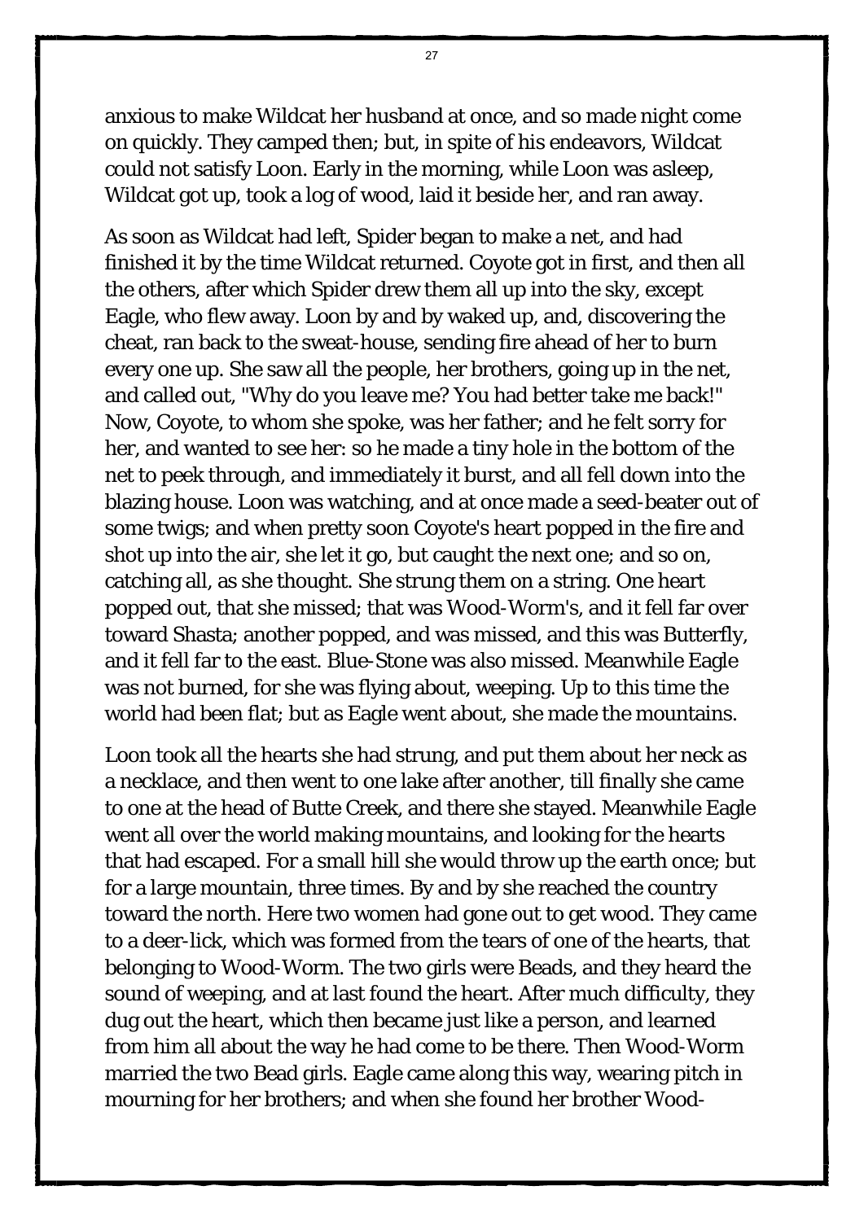anxious to make Wildcat her husband at once, and so made night come on quickly. They camped then; but, in spite of his endeavors, Wildcat could not satisfy Loon. Early in the morning, while Loon was asleep, Wildcat got up, took a log of wood, laid it beside her, and ran away.

As soon as Wildcat had left, Spider began to make a net, and had finished it by the time Wildcat returned. Coyote got in first, and then all the others, after which Spider drew them all up into the sky, except Eagle, who flew away. Loon by and by waked up, and, discovering the cheat, ran back to the sweat-house, sending fire ahead of her to burn every one up. She saw all the people, her brothers, going up in the net, and called out, "Why do you leave me? You had better take me back!" Now, Coyote, to whom she spoke, was her father; and he felt sorry for her, and wanted to see her: so he made a tiny hole in the bottom of the net to peek through, and immediately it burst, and all fell down into the blazing house. Loon was watching, and at once made a seed-beater out of some twigs; and when pretty soon Coyote's heart popped in the fire and shot up into the air, she let it go, but caught the next one; and so on, catching all, as she thought. She strung them on a string. One heart popped out, that she missed; that was Wood-Worm's, and it fell far over toward Shasta; another popped, and was missed, and this was Butterfly, and it fell far to the east. Blue-Stone was also missed. Meanwhile Eagle was not burned, for she was flying about, weeping. Up to this time the world had been flat; but as Eagle went about, she made the mountains.

Loon took all the hearts she had strung, and put them about her neck as a necklace, and then went to one lake after another, till finally she came to one at the head of Butte Creek, and there she stayed. Meanwhile Eagle went all over the world making mountains, and looking for the hearts that had escaped. For a small hill she would throw up the earth once; but for a large mountain, three times. By and by she reached the country toward the north. Here two women had gone out to get wood. They came to a deer-lick, which was formed from the tears of one of the hearts, that belonging to Wood-Worm. The two girls were Beads, and they heard the sound of weeping, and at last found the heart. After much difficulty, they dug out the heart, which then became just like a person, and learned from him all about the way he had come to be there. Then Wood-Worm married the two Bead girls. Eagle came along this way, wearing pitch in mourning for her brothers; and when she found her brother Wood-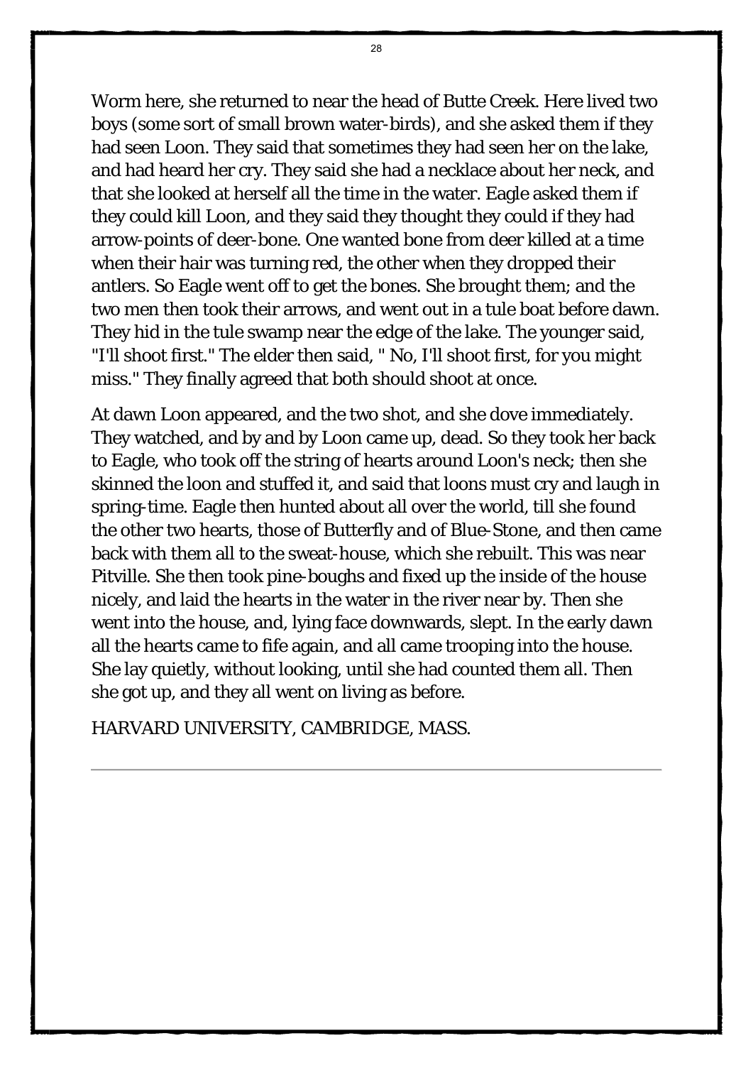Worm here, she returned to near the head of Butte Creek. Here lived two boys (some sort of small brown water-birds), and she asked them if they had seen Loon. They said that sometimes they had seen her on the lake, and had heard her cry. They said she had a necklace about her neck, and that she looked at herself all the time in the water. Eagle asked them if they could kill Loon, and they said they thought they could if they had arrow-points of deer-bone. One wanted bone from deer killed at a time when their hair was turning red, the other when they dropped their antlers. So Eagle went off to get the bones. She brought them; and the two men then took their arrows, and went out in a tule boat before dawn. They hid in the tule swamp near the edge of the lake. The younger said, "I'll shoot first." The elder then said, " No, I'll shoot first, for you might miss." They finally agreed that both should shoot at once.

At dawn Loon appeared, and the two shot, and she dove immediately. They watched, and by and by Loon came up, dead. So they took her back to Eagle, who took off the string of hearts around Loon's neck; then she skinned the loon and stuffed it, and said that loons must cry and laugh in spring-time. Eagle then hunted about all over the world, till she found the other two hearts, those of Butterfly and of Blue-Stone, and then came back with them all to the sweat-house, which she rebuilt. This was near Pitville. She then took pine-boughs and fixed up the inside of the house nicely, and laid the hearts in the water in the river near by. Then she went into the house, and, lying face downwards, slept. In the early dawn all the hearts came to fife again, and all came trooping into the house. She lay quietly, without looking, until she had counted them all. Then she got up, and they all went on living as before.

HARVARD UNIVERSITY, CAMBRIDGE, MASS.

---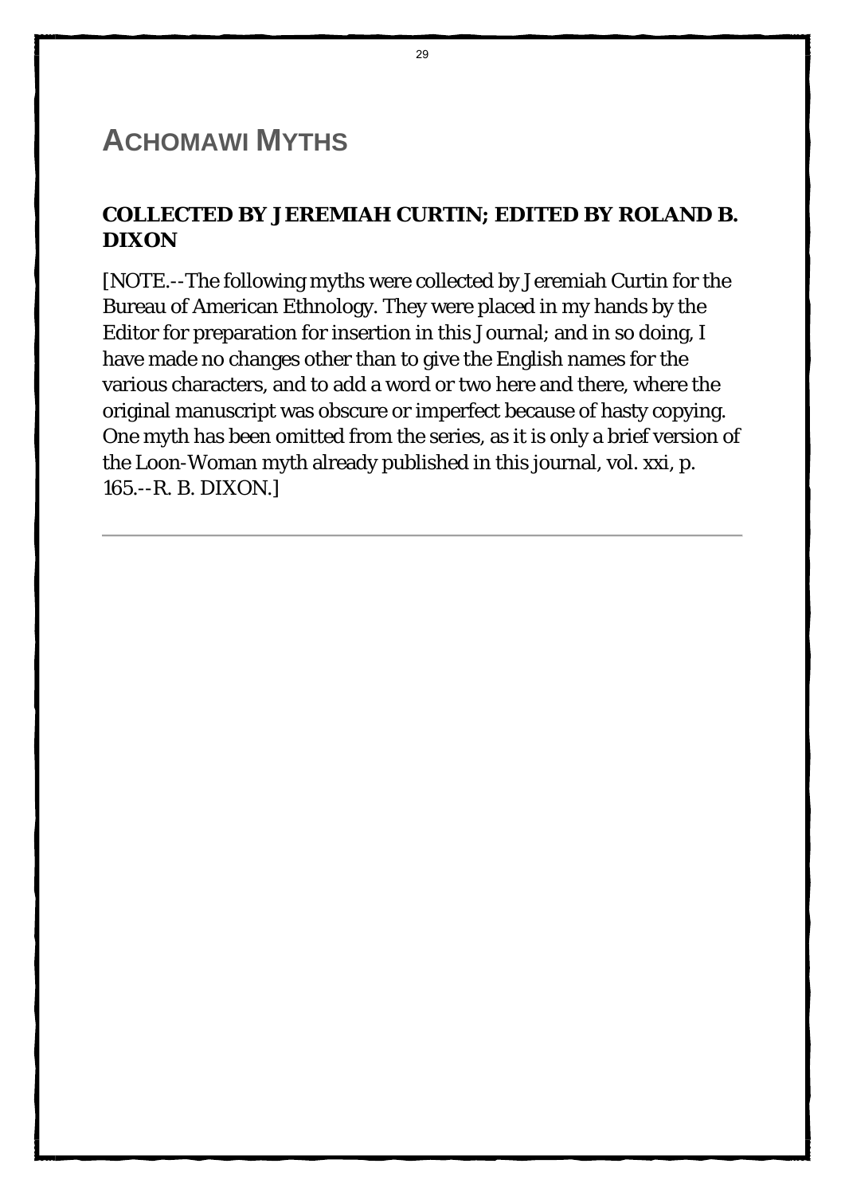# ACHOMAWI MYTHS

### COLLECTED BY JEREMIAH CURTIN; EDITED BY ROLAND B. DIXON

[NOTE.--The following myths were collected by Jeremiah Curtin for the Bureau of American Ethnology. They were placed in my hands by the Editor for preparation for insertion in this Journal; and in so doing, I have made no changes other than to give the English names for the various characters, and to add a word or two here and there, where the original manuscript was obscure or imperfect because of hasty copying. One myth has been omitted from the series, as it is only a brief version of the Loon-Woman myth already published in this journal, vol. xxi, p. 165.--R. B. DIXON.]

---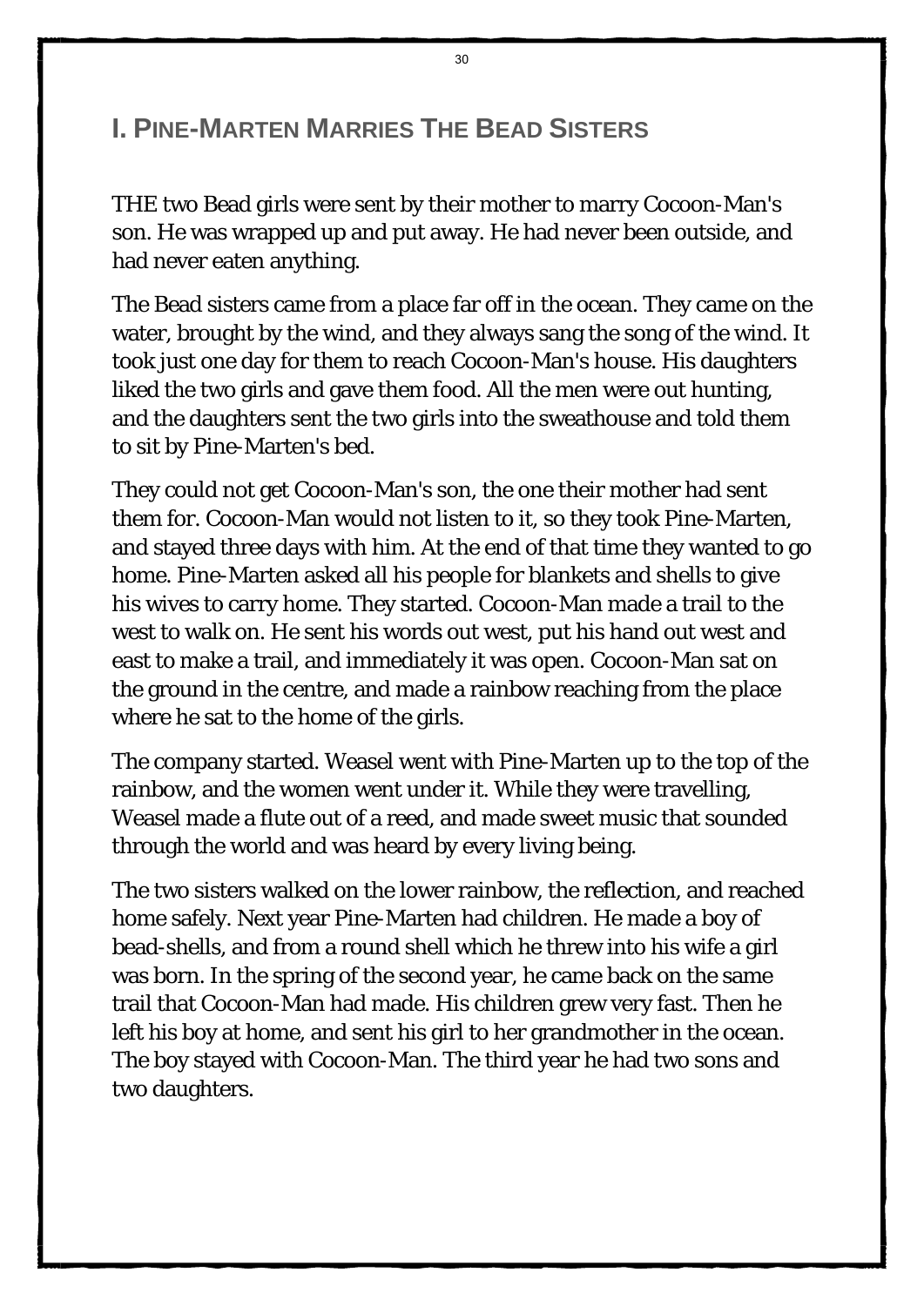## I. Pine-Marten Marries The Bead Sisters

THE two Bead girls were sent by their mother to marry Cocoon-Man's son. He was wrapped up and put away. He had never been outside, and had never eaten anything.

The Bead sisters came from a place far off in the ocean. They came on the water, brought by the wind, and they always sang the song of the wind. It took just one day for them to reach Cocoon-Man's house. His daughters liked the two girls and gave them food. All the men were out hunting, and the daughters sent the two girls into the sweathouse and told them to sit by Pine-Marten's bed.

They could not get Cocoon-Man's son, the one their mother had sent them for. Cocoon-Man would not listen to it, so they took Pine-Marten, and stayed three days with him. At the end of that time they wanted to go home. Pine-Marten asked all his people for blankets and shells to give his wives to carry home. They started. Cocoon-Man made a trail to the west to walk on. He sent his words out west, put his hand out west and east to make a trail, and immediately it was open. Cocoon-Man sat on the ground in the centre, and made a rainbow reaching from the place where he sat to the home of the girls.

The company started. Weasel went with Pine-Marten up to the top of the rainbow, and the women went under it. While they were travelling, Weasel made a flute out of a reed, and made sweet music that sounded through the world and was heard by every living being.

The two sisters walked on the lower rainbow, the reflection, and reached home safely. Next year Pine-Marten had children. He made a boy of bead-shells, and from a round shell which he threw into his wife a girl was born. In the spring of the second year, he came back on the same trail that Cocoon-Man had made. His children grew very fast. Then he left his boy at home, and sent his girl to her grandmother in the ocean. The boy stayed with Cocoon-Man. The third year he had two sons and two daughters.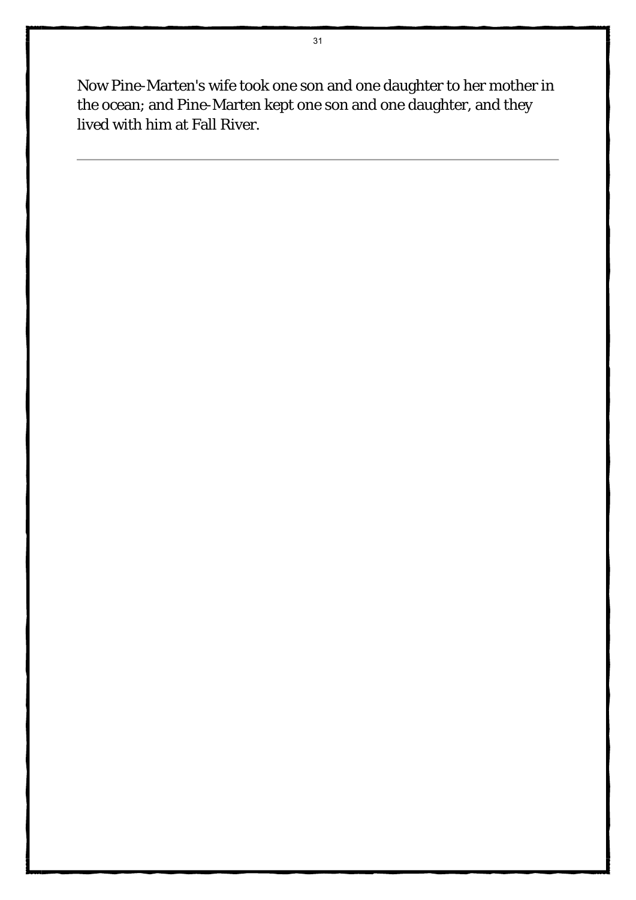Now Pine-Marten's wife took one son and one daughter to her mother in the ocean; and Pine-Marten kept one son and one daughter, and they lived with him at Fall River.

---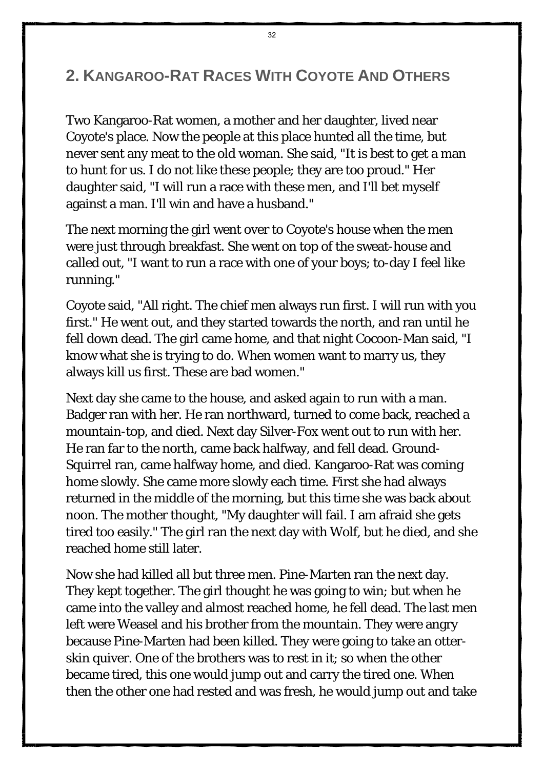## 2. Kangaroo-Rat Races With Coyote And Others

Two Kangaroo-Rat women, a mother and her daughter, lived near Coyote's place. Now the people at this place hunted all the time, but never sent any meat to the old woman. She said, "It is best to get a man to hunt for us. I do not like these people; they are too proud." Her daughter said, "I will run a race with these men, and I'll bet myself against a man. I'll win and have a husband."

The next morning the girl went over to Coyote's house when the men were just through breakfast. She went on top of the sweat-house and called out, "I want to run a race with one of your boys; to-day I feel like running."

Coyote said, "All right. The chief men always run first. I will run with you first." He went out, and they started towards the north, and ran until he fell down dead. The girl came home, and that night Cocoon-Man said, "I know what she is trying to do. When women want to marry us, they always kill us first. These are bad women."

Next day she came to the house, and asked again to run with a man. Badger ran with her. He ran northward, turned to come back, reached a mountain-top, and died. Next day Silver-Fox went out to run with her. He ran far to the north, came back halfway, and fell dead. Ground-Squirrel ran, came halfway home, and died. Kangaroo-Rat was coming home slowly. She came more slowly each time. First she had always returned in the middle of the morning, but this time she was back about noon. The mother thought, "My daughter will fail. I am afraid she gets tired too easily." The girl ran the next day with Wolf, but he died, and she reached home still later.

Now she had killed all but three men. Pine-Marten ran the next day. They kept together. The girl thought he was going to win; but when he came into the valley and almost reached home, he fell dead. The last men left were Weasel and his brother from the mountain. They were angry because Pine-Marten had been killed. They were going to take an otter-skin quiver. One of the brothers was to rest in it; so when the other became tired, this one would jump out and carry the tired one. When then the other one had rested and was fresh, he would jump out and take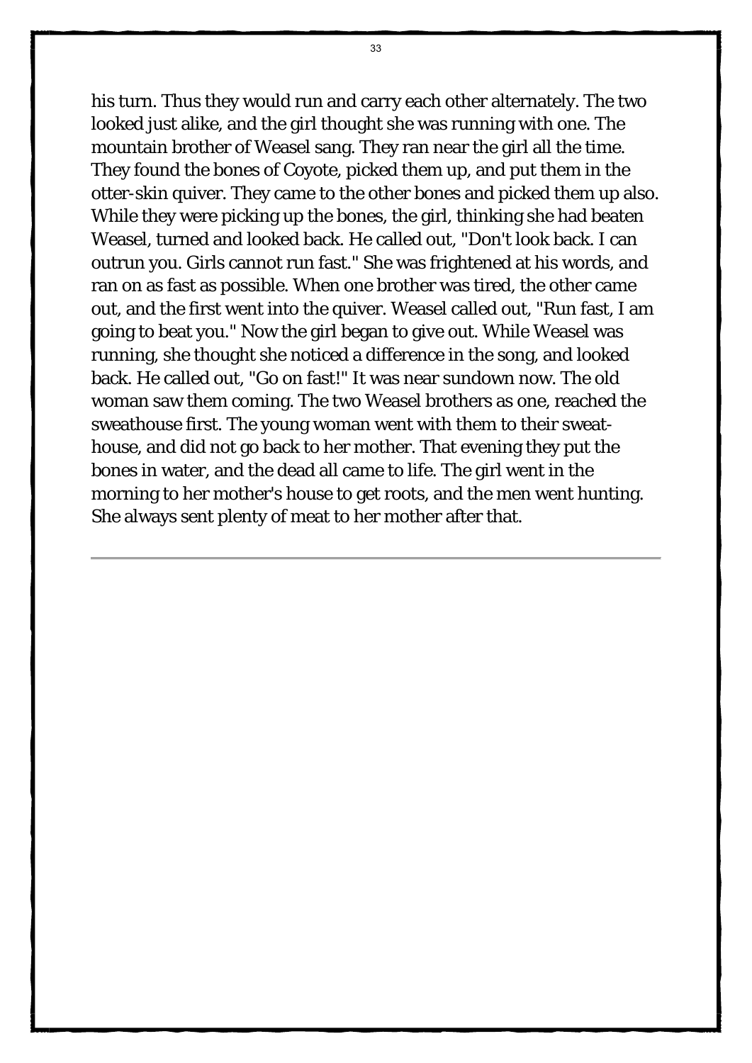his turn. Thus they would run and carry each other alternately. The two looked just alike, and the girl thought she was running with one. The mountain brother of Weasel sang. They ran near the girl all the time. They found the bones of Coyote, picked them up, and put them in the otter-skin quiver. They came to the other bones and picked them up also. While they were picking up the bones, the girl, thinking she had beaten Weasel, turned and looked back. He called out, "Don't look back. I can outrun you. Girls cannot run fast." She was frightened at his words, and ran on as fast as possible. When one brother was tired, the other came out, and the first went into the quiver. Weasel called out, "Run fast, I am going to beat you." Now the girl began to give out. While Weasel was running, she thought she noticed a difference in the song, and looked back. He called out, "Go on fast!" It was near sundown now. The old woman saw them coming. The two Weasel brothers as one, reached the sweathouse first. The young woman went with them to their sweat-house, and did not go back to her mother. That evening they put the bones in water, and the dead all came to life. The girl went in the morning to her mother's house to get roots, and the men went hunting. She always sent plenty of meat to her mother after that.

---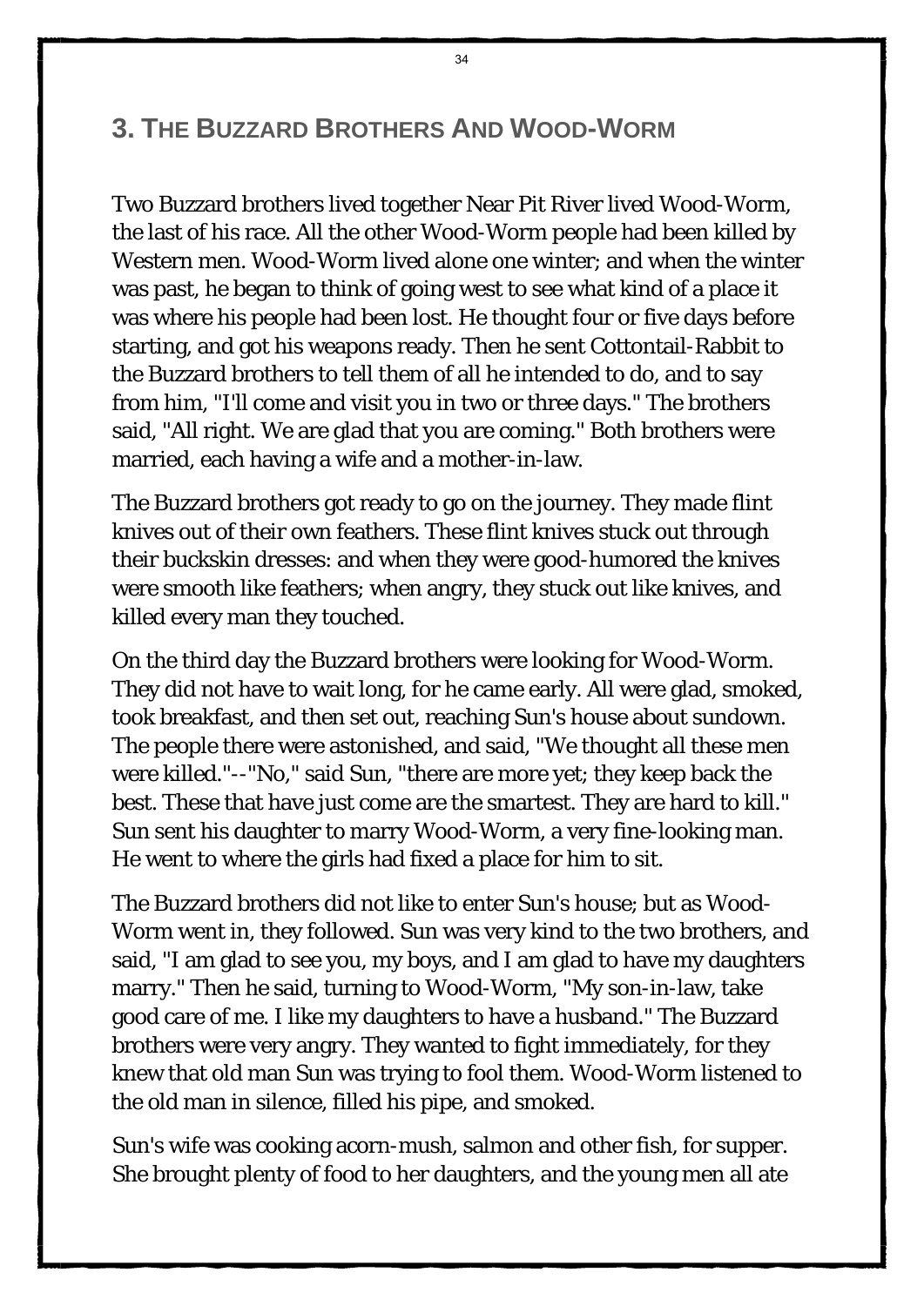## 3. The Buzzard Brothers And Wood-Worm

Two Buzzard brothers lived together Near Pit River lived Wood-Worm, the last of his race. All the other Wood-Worm people had been killed by Western men. Wood-Worm lived alone one winter; and when the winter was past, he began to think of going west to see what kind of a place it was where his people had been lost. He thought four or five days before starting, and got his weapons ready. Then he sent Cottontail-Rabbit to the Buzzard brothers to tell them of all he intended to do, and to say from him, "I'll come and visit you in two or three days." The brothers said, "All right. We are glad that you are coming." Both brothers were married, each having a wife and a mother-in-law.

The Buzzard brothers got ready to go on the journey. They made flint knives out of their own feathers. These flint knives stuck out through their buckskin dresses: and when they were good-humored the knives were smooth like feathers; when angry, they stuck out like knives, and killed every man they touched.

On the third day the Buzzard brothers were looking for Wood-Worm. They did not have to wait long, for he came early. All were glad, smoked, took breakfast, and then set out, reaching Sun's house about sundown. The people there were astonished, and said, "We thought all these men were killed."--"No," said Sun, "there are more yet; they keep back the best. These that have just come are the smartest. They are hard to kill." Sun sent his daughter to marry Wood-Worm, a very fine-looking man. He went to where the girls had fixed a place for him to sit.

The Buzzard brothers did not like to enter Sun's house; but as Wood-Worm went in, they followed. Sun was very kind to the two brothers, and said, "I am glad to see you, my boys, and I am glad to have my daughters marry." Then he said, turning to Wood-Worm, "My son-in-law, take good care of me. I like my daughters to have a husband." The Buzzard brothers were very angry. They wanted to fight immediately, for they knew that old man Sun was trying to fool them. Wood-Worm listened to the old man in silence, filled his pipe, and smoked.

Sun's wife was cooking acorn-mush, salmon and other fish, for supper. She brought plenty of food to her daughters, and the young men all ate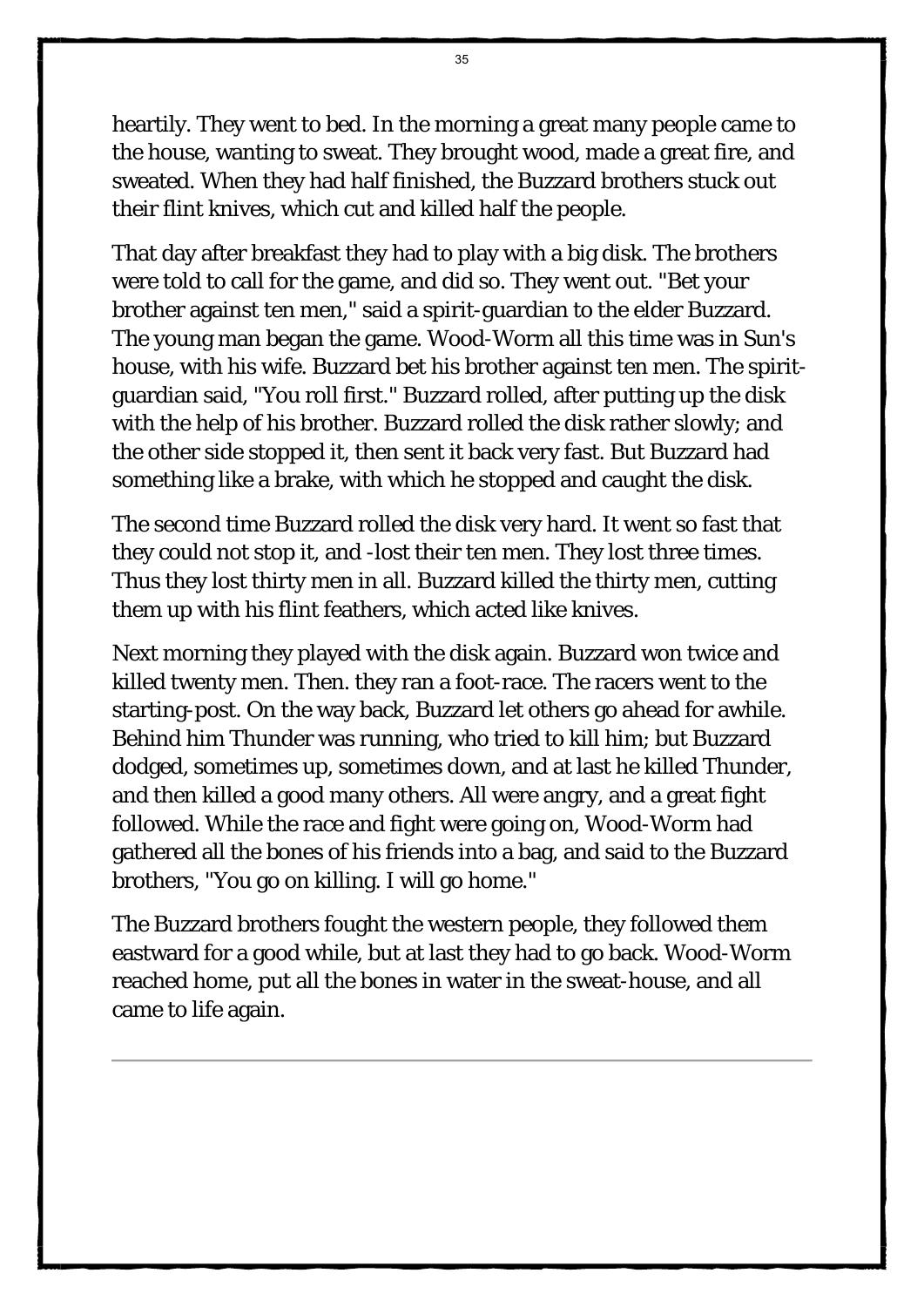heartily. They went to bed. In the morning a great many people came to the house, wanting to sweat. They brought wood, made a great fire, and sweated. When they had half finished, the Buzzard brothers stuck out their flint knives, which cut and killed half the people.

That day after breakfast they had to play with a big disk. The brothers were told to call for the game, and did so. They went out. "Bet your brother against ten men," said a spirit-guardian to the elder Buzzard. The young man began the game. Wood-Worm all this time was in Sun's house, with his wife. Buzzard bet his brother against ten men. The spirit-guardian said, "You roll first." Buzzard rolled, after putting up the disk with the help of his brother. Buzzard rolled the disk rather slowly; and the other side stopped it, then sent it back very fast. But Buzzard had something like a brake, with which he stopped and caught the disk.

The second time Buzzard rolled the disk very hard. It went so fast that they could not stop it, and -lost their ten men. They lost three times. Thus they lost thirty men in all. Buzzard killed the thirty men, cutting them up with his flint feathers, which acted like knives.

Next morning they played with the disk again. Buzzard won twice and killed twenty men. Then. they ran a foot-race. The racers went to the starting-post. On the way back, Buzzard let others go ahead for awhile. Behind him Thunder was running, who tried to kill him; but Buzzard dodged, sometimes up, sometimes down, and at last he killed Thunder, and then killed a good many others. All were angry, and a great fight followed. While the race and fight were going on, Wood-Worm had gathered all the bones of his friends into a bag, and said to the Buzzard brothers, "You go on killing. I will go home."

The Buzzard brothers fought the western people, they followed them eastward for a good while, but at last they had to go back. Wood-Worm reached home, put all the bones in water in the sweat-house, and all came to life again.

---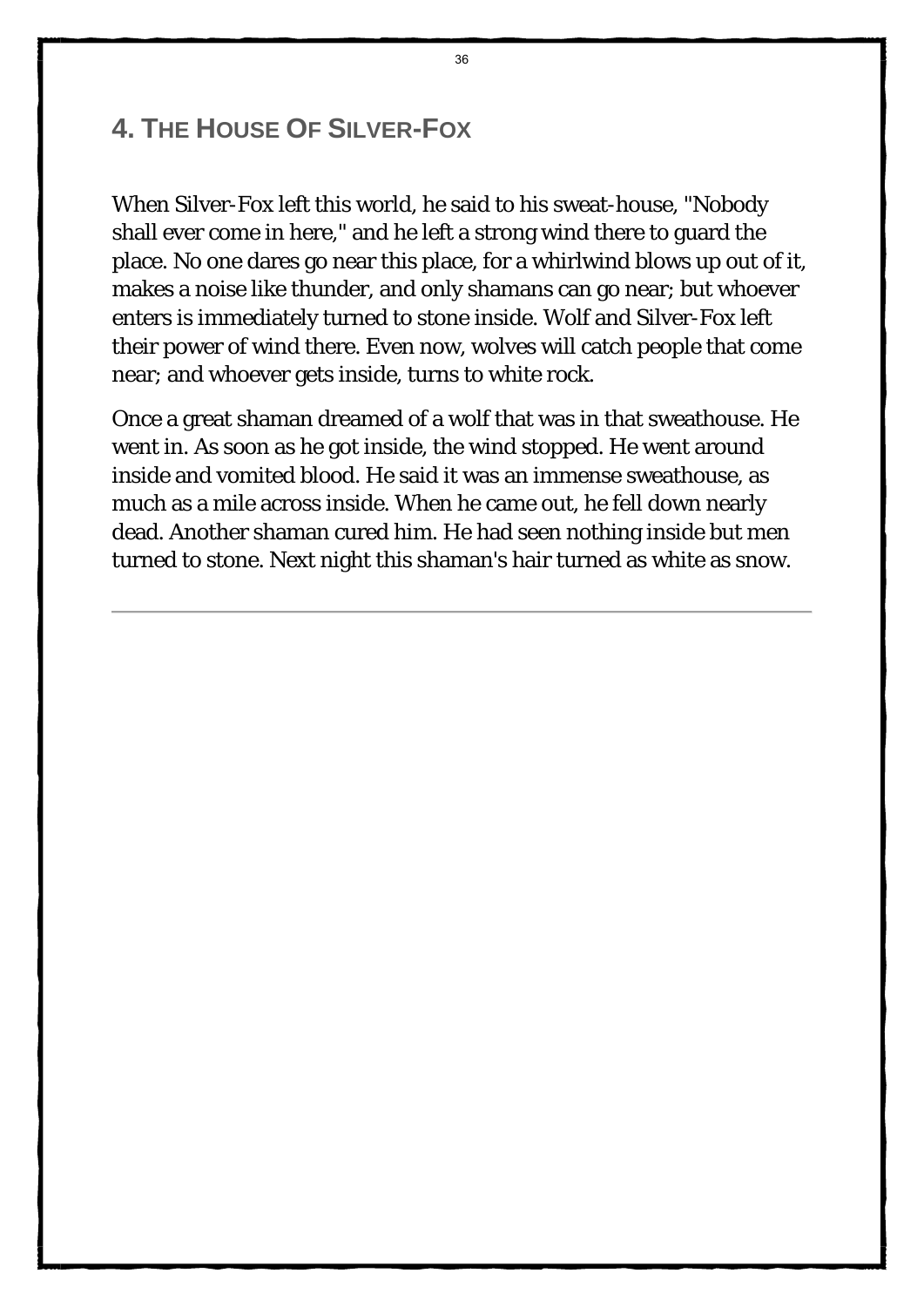## 4. The House Of Silver-Fox

When Silver-Fox left this world, he said to his sweat-house, "Nobody shall ever come in here," and he left a strong wind there to guard the place. No one dares go near this place, for a whirlwind blows up out of it, makes a noise like thunder, and only shamans can go near; but whoever enters is immediately turned to stone inside. Wolf and Silver-Fox left their power of wind there. Even now, wolves will catch people that come near; and whoever gets inside, turns to white rock.

Once a great shaman dreamed of a wolf that was in that sweathouse. He went in. As soon as he got inside, the wind stopped. He went around inside and vomited blood. He said it was an immense sweathouse, as much as a mile across inside. When he came out, he fell down nearly dead. Another shaman cured him. He had seen nothing inside but men turned to stone. Next night this shaman's hair turned as white as snow.

---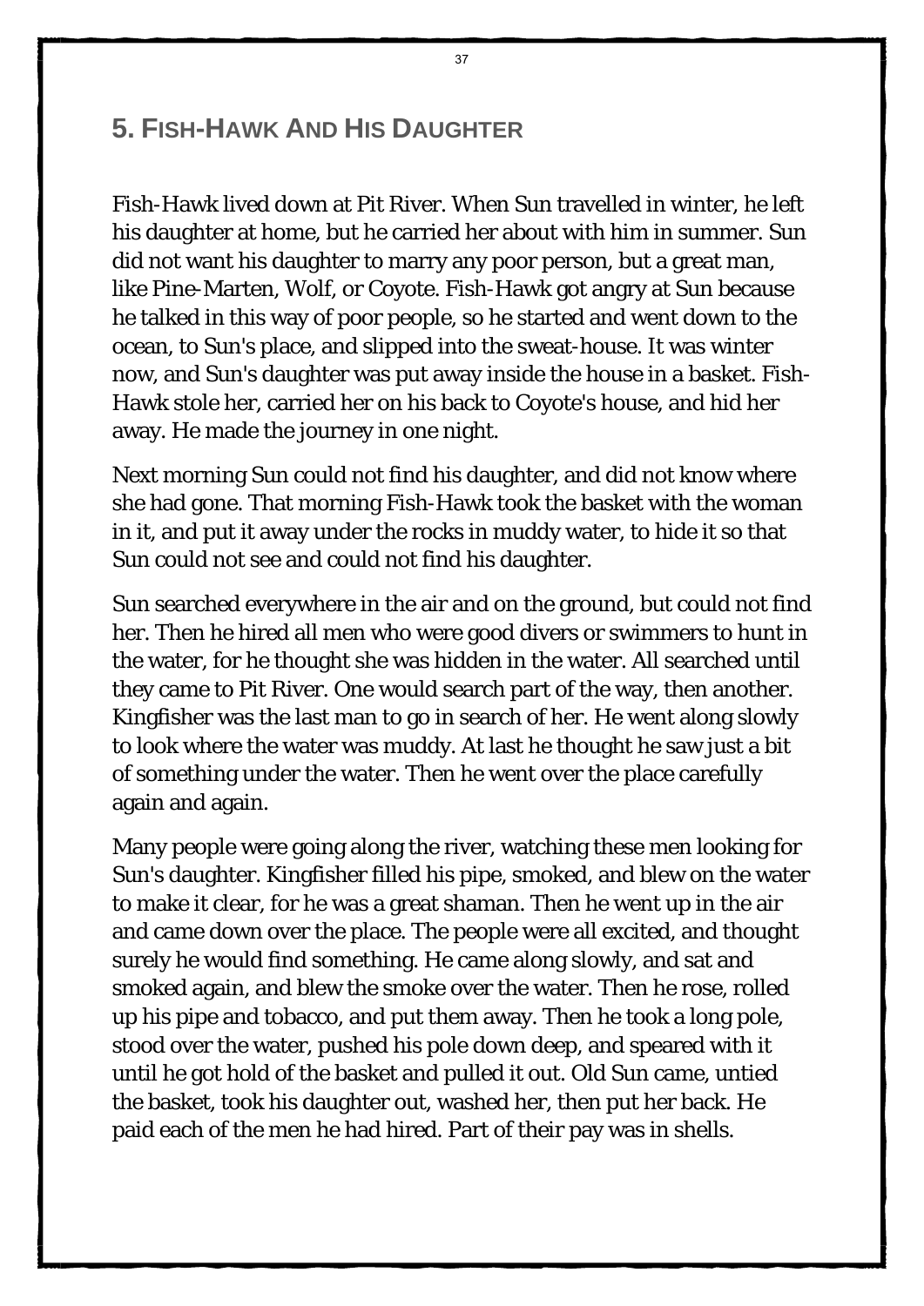## 5. Fish-Hawk And His Daughter

Fish-Hawk lived down at Pit River. When Sun travelled in winter, he left his daughter at home, but he carried her about with him in summer. Sun did not want his daughter to marry any poor person, but a great man, like Pine-Marten, Wolf, or Coyote. Fish-Hawk got angry at Sun because he talked in this way of poor people, so he started and went down to the ocean, to Sun's place, and slipped into the sweat-house. It was winter now, and Sun's daughter was put away inside the house in a basket. Fish-Hawk stole her, carried her on his back to Coyote's house, and hid her away. He made the journey in one night.

Next morning Sun could not find his daughter, and did not know where she had gone. That morning Fish-Hawk took the basket with the woman in it, and put it away under the rocks in muddy water, to hide it so that Sun could not see and could not find his daughter.

Sun searched everywhere in the air and on the ground, but could not find her. Then he hired all men who were good divers or swimmers to hunt in the water, for he thought she was hidden in the water. All searched until they came to Pit River. One would search part of the way, then another. Kingfisher was the last man to go in search of her. He went along slowly to look where the water was muddy. At last he thought he saw just a bit of something under the water. Then he went over the place carefully again and again.

Many people were going along the river, watching these men looking for Sun's daughter. Kingfisher filled his pipe, smoked, and blew on the water to make it clear, for he was a great shaman. Then he went up in the air and came down over the place. The people were all excited, and thought surely he would find something. He came along slowly, and sat and smoked again, and blew the smoke over the water. Then he rose, rolled up his pipe and tobacco, and put them away. Then he took a long pole, stood over the water, pushed his pole down deep, and speared with it until he got hold of the basket and pulled it out. Old Sun came, untied the basket, took his daughter out, washed her, then put her back. He paid each of the men he had hired. Part of their pay was in shells.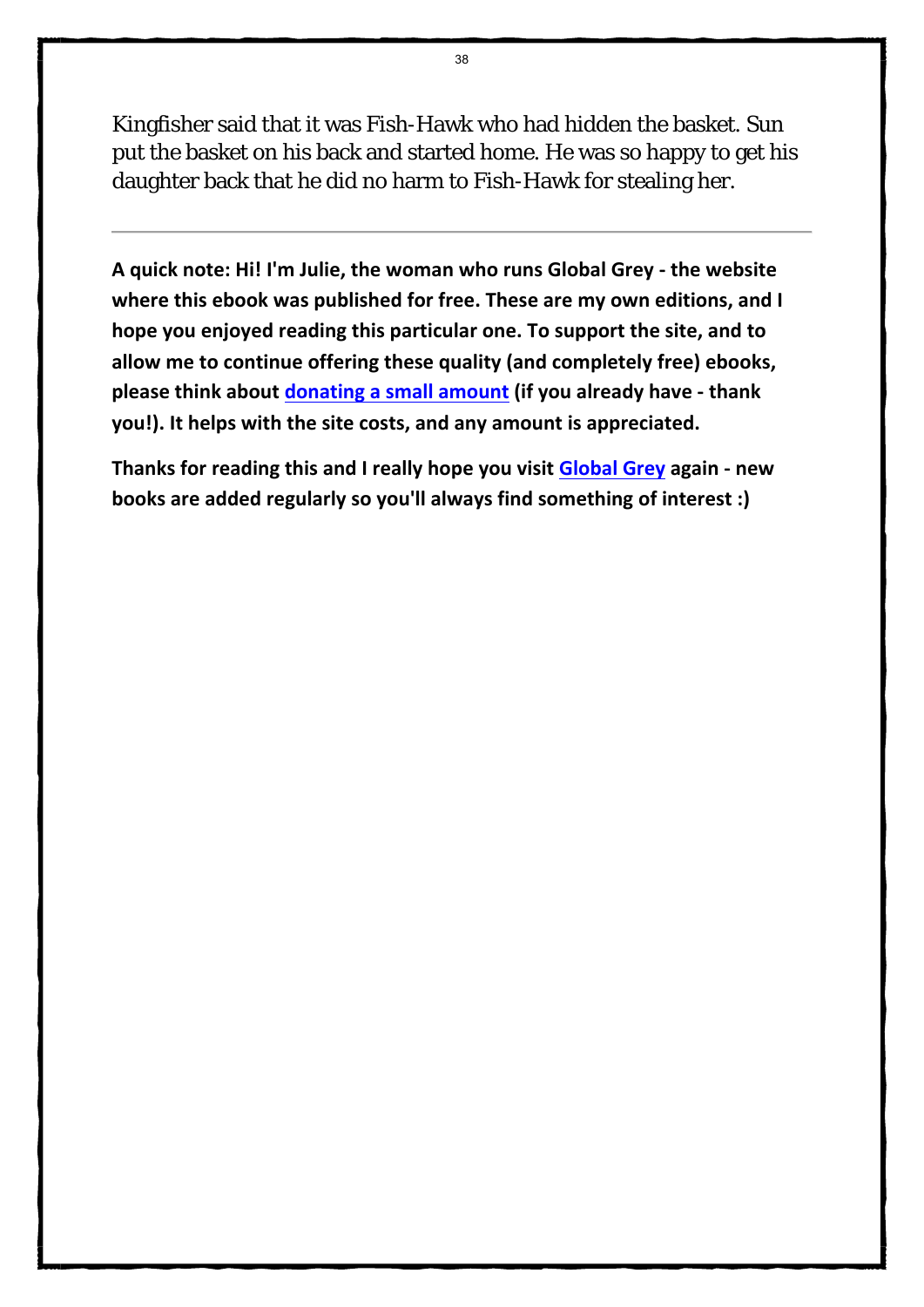Kingfisher said that it was Fish-Hawk who had hidden the basket. Sun put the basket on his back and started home. He was so happy to get his daughter back that he did no harm to Fish-Hawk for stealing her.

---

**A quick note: Hi! I'm Julie, the woman who runs Global Grey - the website where this ebook was published for free. These are my own editions, and I hope you enjoyed reading this particular one. To support the site, and to allow me to continue offering these quality (and completely free) ebooks, please think about donating a small amount (if you already have - thank you!). It helps with the site costs, and any amount is appreciated.**

**Thanks for reading this and I really hope you visit Global Grey again - new books are added regularly so you'll always find something of interest :)**